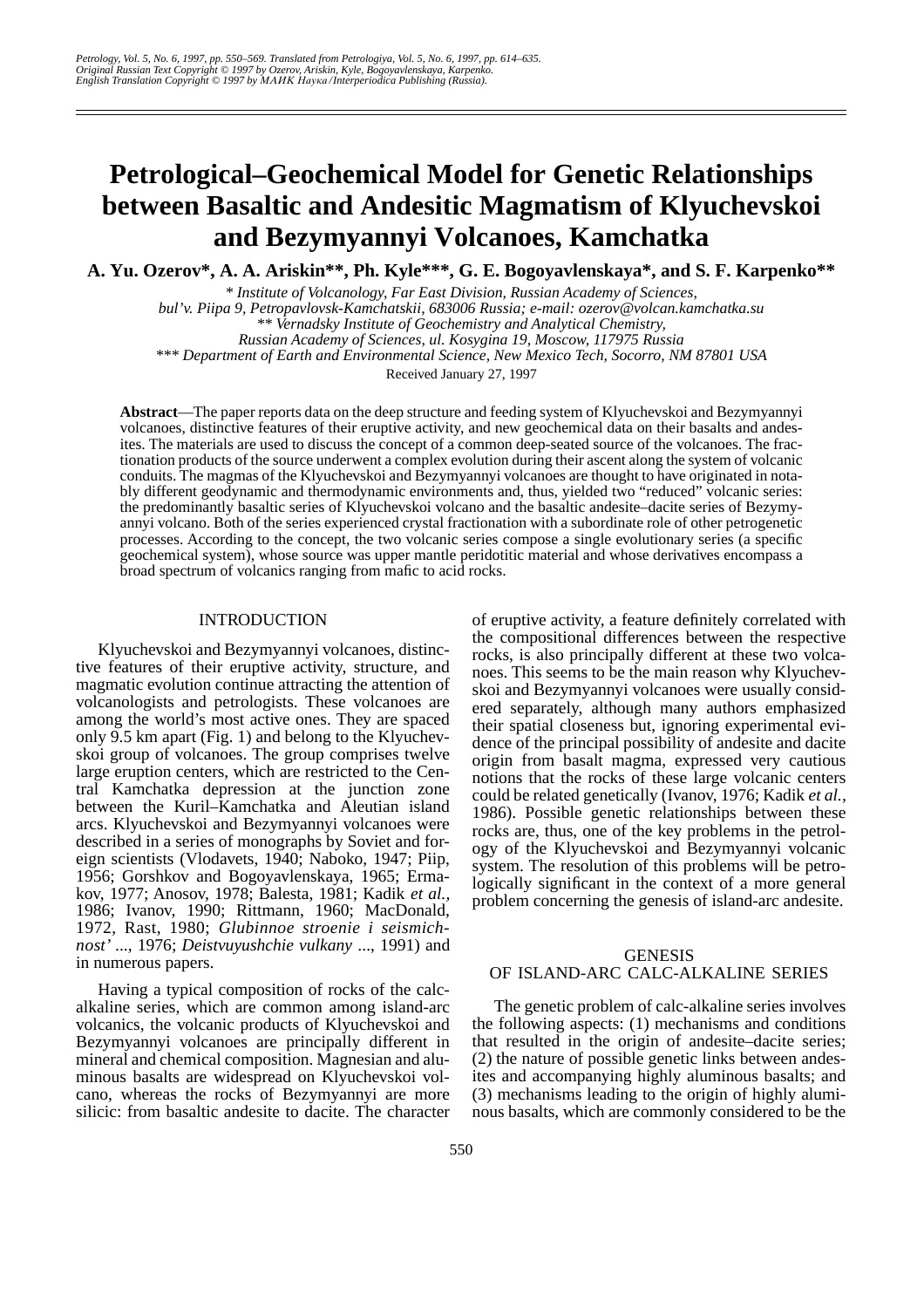# Petrological–Geochemical Model for Genetic Relationships between Basaltic and Andesitic Magmatism of Klyuchevskoi and Bezymyannyi Volcanoes, Kamchatka

**A. Yu. Ozerov\*, A. A. Ariskin\*\*, Ph. Kyle\*\*\*, G. E. Bogoyavlenskaya\*, and S. F. Karpenko\*\***

*\* Institute of Volcanology, Far East Division, Russian Academy of Sciences, bul'v. Piipa 9, Petropavlovsk-Kamchatskii, 683006 Russia; e-mail: ozerov@volcan.kamchatka.su*

*\*\* Vernadsky Institute of Geochemistry and Analytical Chemistry, Russian Academy of Sciences, ul. Kosygina 19, Moscow, 117975 Russia*

*\*\*\* Department of Earth and Environmental Science, New Mexico Tech, Socorro, NM 87801 USA*

Received January 27, 1997

**Abstract**—The paper reports data on the deep structure and feeding system of Klyuchevskoi and Bezymyannyi volcanoes, distinctive features of their eruptive activity, and new geochemical data on their basalts and andesites. The materials are used to discuss the concept of a common deep-seated source of the volcanoes. The fractionation products of the source underwent a complex evolution during their ascent along the system of volcanic conduits. The magmas of the Klyuchevskoi and Bezymyannyi volcanoes are thought to have originated in notably different geodynamic and thermodynamic environments and, thus, yielded two "reduced" volcanic series: the predominantly basaltic series of Klyuchevskoi volcano and the basaltic andesite–dacite series of Bezymyannyi volcano. Both of the series experienced crystal fractionation with a subordinate role of other petrogenetic processes. According to the concept, the two volcanic series compose a single evolutionary series (a specific geochemical system), whose source was upper mantle peridotitic material and whose derivatives encompass a broad spectrum of volcanics ranging from mafic to acid rocks.

## INTRODUCTION

Klyuchevskoi and Bezymyannyi volcanoes, distinctive features of their eruptive activity, structure, and magmatic evolution continue attracting the attention of volcanologists and petrologists. These volcanoes are among the world's most active ones. They are spaced only 9.5 km apart (Fig. 1) and belong to the Klyuchevskoi group of volcanoes. The group comprises twelve large eruption centers, which are restricted to the Central Kamchatka depression at the junction zone between the Kuril–Kamchatka and Aleutian island arcs. Klyuchevskoi and Bezymyannyi volcanoes were described in a series of monographs by Soviet and foreign scientists (Vlodavets, 1940; Naboko, 1947; Piip, 1956; Gorshkov and Bogoyavlenskaya, 1965; Ermakov, 1977; Anosov, 1978; Balesta, 1981; Kadik *et al.*, 1986; Ivanov, 1990; Rittmann, 1960; MacDonald, 1972, Rast, 1980; *Glubinnoe stroenie i seismichnost'* ..., 1976; *Deistvuyushchie vulkany* ..., 1991) and in numerous papers.

Having a typical composition of rocks of the calc-alkaline series, which are common among island-arc volcanics, the volcanic products of Klyuchevskoi and Bezymyannyi volcanoes are principally different in mineral and chemical composition. Magnesian and aluminous basalts are widespread on Klyuchevskoi volcano, whereas the rocks of Bezymyannyi are more silicic: from basaltic andesite to dacite. The character of eruptive activity, a feature definitely correlated with the compositional differences between the respective rocks, is also principally different at these two volcanoes. This seems to be the main reason why Klyuchevskoi and Bezymyannyi volcanoes were usually considered separately, although many authors emphasized their spatial closeness but, ignoring experimental evidence of the principal possibility of andesite and dacite origin from basalt magma, expressed very cautious notions that the rocks of these large volcanic centers could be related genetically (Ivanov, 1976; Kadik *et al.*, 1986). Possible genetic relationships between these rocks are, thus, one of the key problems in the petrology of the Klyuchevskoi and Bezymyannyi volcanic system. The resolution of this problems will be petrologically significant in the context of a more general problem concerning the genesis of island-arc andesite.

## GENESIS OF ISLAND-ARC CALC-ALKALINE SERIES

The genetic problem of calc-alkaline series involves the following aspects: (1) mechanisms and conditions that resulted in the origin of andesite–dacite series; (2) the nature of possible genetic links between andesites and accompanying highly aluminous basalts; and (3) mechanisms leading to the origin of highly aluminous basalts, which are commonly considered to be the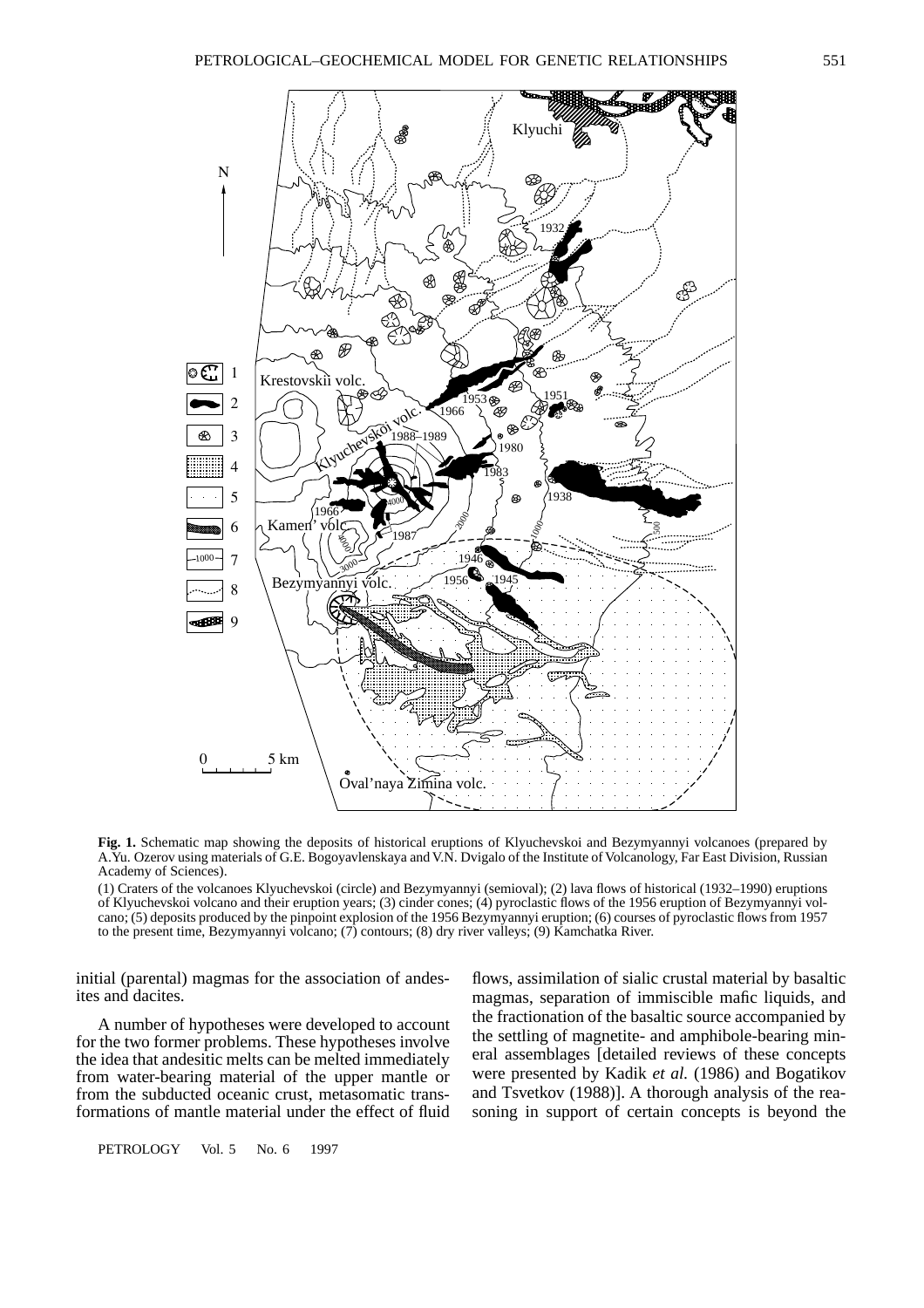**Fig. 1.** Schematic map showing the deposits of historical eruptions of Klyuchevskoi and Bezymyannyi volcanoes (prepared by A.Yu. Ozerov using materials of G.E. Bogoyavlenskaya and V.N. Dvigalo of the Institute of Volcanology, Far East Division, Russian Academy of Sciences).

(1) Craters of the volcanoes Klyuchevskoi (circle) and Bezymyannyi (semioval); (2) lava flows of historical (1932–1990) eruptions of Klyuchevskoi volcano and their eruption years; (3) cinder cones; (4) pyroclastic flows of the 1956 eruption of Bezymyannyi volcano; (5) deposits produced by the pinpoint explosion of the 1956 Bezymyannyi eruption; (6) courses of pyroclastic flows from 1957 to the present time, Bezymyannyi volcano; (7) contours; (8) dry river valleys; (9) Kamchatka River.

initial (parental) magmas for the association of andesites and dacites.

A number of hypotheses were developed to account for the two former problems. These hypotheses involve the idea that andesitic melts can be melted immediately from water-bearing material of the upper mantle or from the subducted oceanic crust, metasomatic transformations of mantle material under the effect of fluid flows, assimilation of sialic crustal material by basaltic magmas, separation of immiscible mafic liquids, and the fractionation of the basaltic source accompanied by the settling of magnetite- and amphibole-bearing mineral assemblages [detailed reviews of these concepts were presented by Kadik *et al.* (1986) and Bogatikov and Tsvetkov (1988)]. A thorough analysis of the reasoning in support of certain concepts is beyond the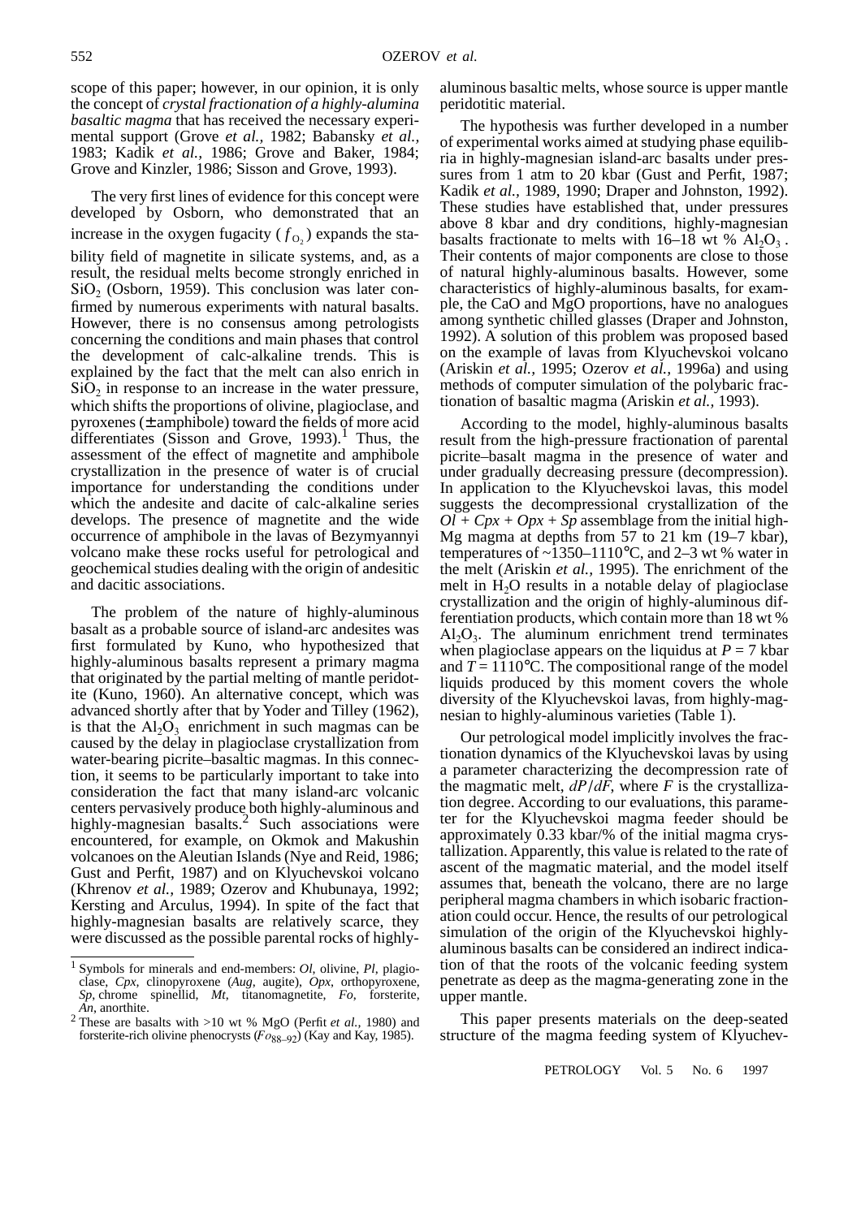scope of this paper; however, in our opinion, it is only the concept of *crystal fractionation of a highly-alumina basaltic magma* that has received the necessary experimental support (Grove *et al.,* 1982; Babansky *et al.,* 1983; Kadik *et al.,* 1986; Grove and Baker, 1984; Grove and Kinzler, 1986; Sisson and Grove, 1993).

The very first lines of evidence for this concept were developed by Osborn, who demonstrated that an increase in the oxygen fugacity ($f_{O_2}$) expands the stability field of magnetite in silicate systems, and, as a result, the residual melts become strongly enriched in $SiO_2$ (Osborn, 1959). This conclusion was later confirmed by numerous experiments with natural basalts. However, there is no consensus among petrologists concerning the conditions and main phases that control the development of calc-alkaline trends. This is explained by the fact that the melt can also enrich in $SiO_2$ in response to an increase in the water pressure, which shifts the proportions of olivine, plagioclase, and pyroxenes (± amphibole) toward the fields of more acid differentiates (Sisson and Grove, 1993).[1] Thus, the assessment of the effect of magnetite and amphibole crystallization in the presence of water is of crucial importance for understanding the conditions under which the andesite and dacite of calc-alkaline series develops. The presence of magnetite and the wide occurrence of amphibole in the lavas of Bezymyannyi volcano make these rocks useful for petrological and geochemical studies dealing with the origin of andesitic and dacitic associations.

The problem of the nature of highly-aluminous basalt as a probable source of island-arc andesites was first formulated by Kuno, who hypothesized that highly-aluminous basalts represent a primary magma that originated by the partial melting of mantle peridotite (Kuno, 1960). An alternative concept, which was advanced shortly after that by Yoder and Tilley (1962), is that the $Al_2O_3$ enrichment in such magmas can be caused by the delay in plagioclase crystallization from water-bearing picrite–basaltic magmas. In this connection, it seems to be particularly important to take into consideration the fact that many island-arc volcanic centers pervasively produce both highly-aluminous and highly-magnesian basalts.[2] Such associations were encountered, for example, on Okmok and Makushin volcanoes on the Aleutian Islands (Nye and Reid, 1986; Gust and Perfit, 1987) and on Klyuchevskoi volcano (Khrenov *et al.,* 1989; Ozerov and Khubunaya, 1992; Kersting and Arculus, 1994). In spite of the fact that highly-magnesian basalts are relatively scarce, they were discussed as the possible parental rocks of highly-aluminous basaltic melts, whose source is upper mantle peridotitic material.

The hypothesis was further developed in a number of experimental works aimed at studying phase equilibria in highly-magnesian island-arc basalts under pressures from 1 atm to 20 kbar (Gust and Perfit, 1987; Kadik *et al.,* 1989, 1990; Draper and Johnston, 1992). These studies have established that, under pressures above 8 kbar and dry conditions, highly-magnesian basalts fractionate to melts with 16–18 wt % $Al_2O_3$. Their contents of major components are close to those of natural highly-aluminous basalts. However, some characteristics of highly-aluminous basalts, for example, the CaO and MgO proportions, have no analogues among synthetic chilled glasses (Draper and Johnston, 1992). A solution of this problem was proposed based on the example of lavas from Klyuchevskoi volcano (Ariskin *et al.,* 1995; Ozerov *et al.,* 1996a) and using methods of computer simulation of the polybaric fractionation of basaltic magma (Ariskin *et al.,* 1993).

According to the model, highly-aluminous basalts result from the high-pressure fractionation of parental picrite–basalt magma in the presence of water and under gradually decreasing pressure (decompression). In application to the Klyuchevskoi lavas, this model suggests the decompressional crystallization of the *Ol* + *Cpx* + *Opx* + *Sp* assemblage from the initial high-Mg magma at depths from 57 to 21 km (19–7 kbar), temperatures of ~1350–1110°C, and 2–3 wt % water in the melt (Ariskin *et al.,* 1995). The enrichment of the melt in $H_2O$ results in a notable delay of plagioclase crystallization and the origin of highly-aluminous differentiation products, which contain more than 18 wt % $Al_2O_3$. The aluminum enrichment trend terminates when plagioclase appears on the liquidus at $P = 7$ kbar and $T = 1110$°C. The compositional range of the model liquids produced by this moment covers the whole diversity of the Klyuchevskoi lavas, from highly-magnesian to highly-aluminous varieties (Table 1).

Our petrological model implicitly involves the fractionation dynamics of the Klyuchevskoi lavas by using a parameter characterizing the decompression rate of the magmatic melt, $dP/dF$, where $F$ is the crystallization degree. According to our evaluations, this parameter for the Klyuchevskoi magma feeder should be approximately 0.33 kbar/% of the initial magma crystallization. Apparently, this value is related to the rate of ascent of the magmatic material, and the model itself assumes that, beneath the volcano, there are no large peripheral magma chambers in which isobaric fractionation could occur. Hence, the results of our petrological simulation of the origin of the Klyuchevskoi highly-aluminous basalts can be considered an indirect indication of that the roots of the volcanic feeding system penetrate as deep as the magma-generating zone in the upper mantle.

This paper presents materials on the deep-seated structure of the magma feeding system of Klyuchev-

---

[1] Symbols for minerals and end-members: *Ol*, olivine, *Pl*, plagioclase, *Cpx*, clinopyroxene (*Aug*, augite), *Opx*, orthopyroxene, *Sp*, chrome spinellid, *Mt*, titanomagnetite, *Fo*, forsterite, *An*, anorthite.

[2] These are basalts with >10 wt % MgO (Perfit *et al.,* 1980) and forsterite-rich olivine phenocrysts ($Fo_{88-92}$) (Kay and Kay, 1985).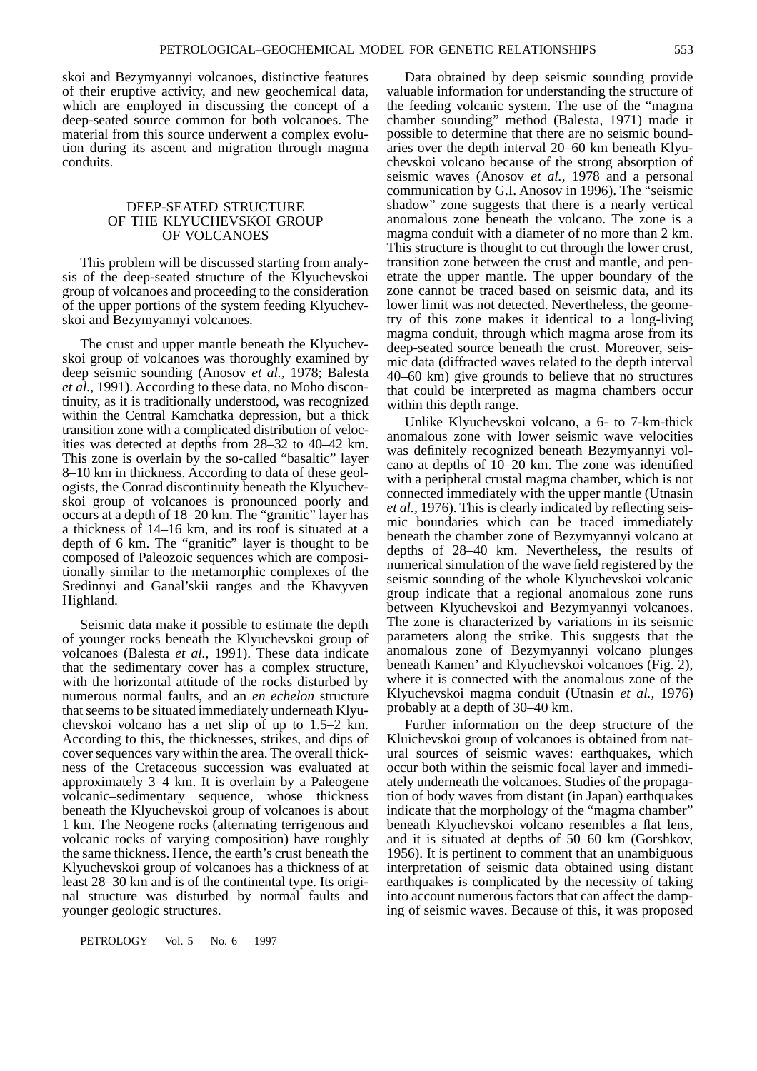skoi and Bezymyannyi volcanoes, distinctive features of their eruptive activity, and new geochemical data, which are employed in discussing the concept of a deep-seated source common for both volcanoes. The material from this source underwent a complex evolution during its ascent and migration through magma conduits.

## DEEP-SEATED STRUCTURE OF THE KLYUCHEVSKOI GROUP OF VOLCANOES

This problem will be discussed starting from analysis of the deep-seated structure of the Klyuchevskoi group of volcanoes and proceeding to the consideration of the upper portions of the system feeding Klyuchevskoi and Bezymyannyi volcanoes.

The crust and upper mantle beneath the Klyuchevskoi group of volcanoes was thoroughly examined by deep seismic sounding (Anosov *et al.*, 1978; Balesta *et al.*, 1991). According to these data, no Moho discontinuity, as it is traditionally understood, was recognized within the Central Kamchatka depression, but a thick transition zone with a complicated distribution of velocities was detected at depths from 28–32 to 40–42 km. This zone is overlain by the so-called "basaltic" layer 8–10 km in thickness. According to data of these geologists, the Conrad discontinuity beneath the Klyuchevskoi group of volcanoes is pronounced poorly and occurs at a depth of 18–20 km. The "granitic" layer has a thickness of 14–16 km, and its roof is situated at a depth of 6 km. The "granitic" layer is thought to be composed of Paleozoic sequences which are compositionally similar to the metamorphic complexes of the Sredinnyi and Ganal'skii ranges and the Khavyven Highland.

Seismic data make it possible to estimate the depth of younger rocks beneath the Klyuchevskoi group of volcanoes (Balesta *et al.*, 1991). These data indicate that the sedimentary cover has a complex structure, with the horizontal attitude of the rocks disturbed by numerous normal faults, and an *en echelon* structure that seems to be situated immediately underneath Klyuchevskoi volcano has a net slip of up to 1.5–2 km. According to this, the thicknesses, strikes, and dips of cover sequences vary within the area. The overall thickness of the Cretaceous succession was evaluated at approximately 3–4 km. It is overlain by a Paleogene volcanic–sedimentary sequence, whose thickness beneath the Klyuchevskoi group of volcanoes is about 1 km. The Neogene rocks (alternating terrigenous and volcanic rocks of varying composition) have roughly the same thickness. Hence, the earth's crust beneath the Klyuchevskoi group of volcanoes has a thickness of at least 28–30 km and is of the continental type. Its original structure was disturbed by normal faults and younger geologic structures.

Data obtained by deep seismic sounding provide valuable information for understanding the structure of the feeding volcanic system. The use of the "magma chamber sounding" method (Balesta, 1971) made it possible to determine that there are no seismic boundaries over the depth interval 20–60 km beneath Klyuchevskoi volcano because of the strong absorption of seismic waves (Anosov *et al.*, 1978 and a personal communication by G.I. Anosov in 1996). The "seismic shadow" zone suggests that there is a nearly vertical anomalous zone beneath the volcano. The zone is a magma conduit with a diameter of no more than 2 km. This structure is thought to cut through the lower crust, transition zone between the crust and mantle, and penetrate the upper mantle. The upper boundary of the zone cannot be traced based on seismic data, and its lower limit was not detected. Nevertheless, the geometry of this zone makes it identical to a long-living magma conduit, through which magma arose from its deep-seated source beneath the crust. Moreover, seismic data (diffracted waves related to the depth interval 40–60 km) give grounds to believe that no structures that could be interpreted as magma chambers occur within this depth range.

Unlike Klyuchevskoi volcano, a 6- to 7-km-thick anomalous zone with lower seismic wave velocities was definitely recognized beneath Bezymyannyi volcano at depths of 10–20 km. The zone was identified with a peripheral crustal magma chamber, which is not connected immediately with the upper mantle (Utnasin *et al.*, 1976). This is clearly indicated by reflecting seismic boundaries which can be traced immediately beneath the chamber zone of Bezymyannyi volcano at depths of 28–40 km. Nevertheless, the results of numerical simulation of the wave field registered by the seismic sounding of the whole Klyuchevskoi volcanic group indicate that a regional anomalous zone runs between Klyuchevskoi and Bezymyannyi volcanoes. The zone is characterized by variations in its seismic parameters along the strike. This suggests that the anomalous zone of Bezymyannyi volcano plunges beneath Kamen' and Klyuchevskoi volcanoes (Fig. 2), where it is connected with the anomalous zone of the Klyuchevskoi magma conduit (Utnasin *et al.*, 1976) probably at a depth of 30–40 km.

Further information on the deep structure of the Kluichevskoi group of volcanoes is obtained from natural sources of seismic waves: earthquakes, which occur both within the seismic focal layer and immediately underneath the volcanoes. Studies of the propagation of body waves from distant (in Japan) earthquakes indicate that the morphology of the "magma chamber" beneath Klyuchevskoi volcano resembles a flat lens, and it is situated at depths of 50–60 km (Gorshkov, 1956). It is pertinent to comment that an unambiguous interpretation of seismic data obtained using distant earthquakes is complicated by the necessity of taking into account numerous factors that can affect the damping of seismic waves. Because of this, it was proposed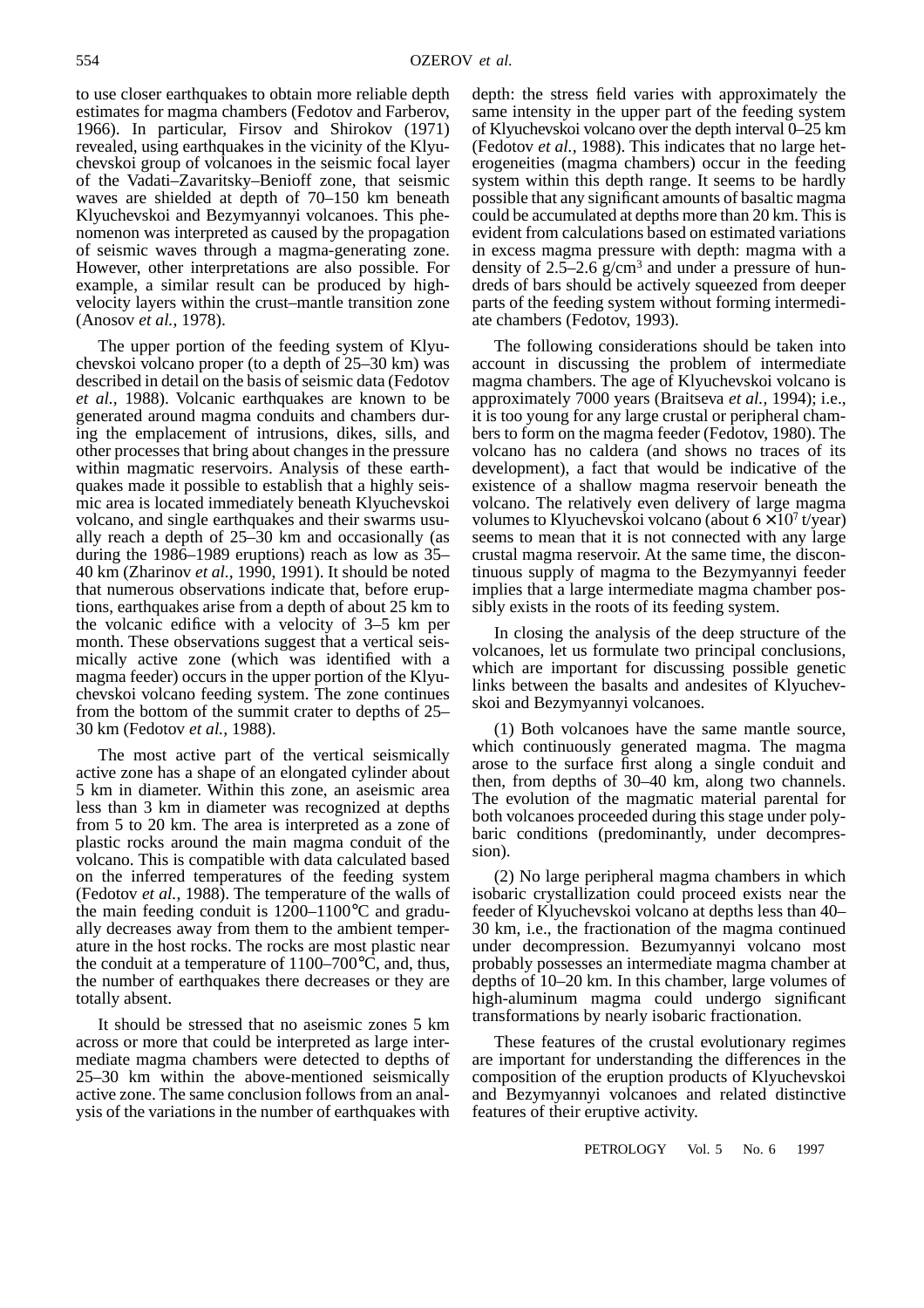to use closer earthquakes to obtain more reliable depth estimates for magma chambers (Fedotov and Farberov, 1966). In particular, Firsov and Shirokov (1971) revealed, using earthquakes in the vicinity of the Klyuchevskoi group of volcanoes in the seismic focal layer of the Vadati–Zavaritsky–Benioff zone, that seismic waves are shielded at depth of 70–150 km beneath Klyuchevskoi and Bezymyannyi volcanoes. This phenomenon was interpreted as caused by the propagation of seismic waves through a magma-generating zone. However, other interpretations are also possible. For example, a similar result can be produced by high-velocity layers within the crust–mantle transition zone (Anosov *et al.*, 1978).

The upper portion of the feeding system of Klyuchevskoi volcano proper (to a depth of 25–30 km) was described in detail on the basis of seismic data (Fedotov *et al.*, 1988). Volcanic earthquakes are known to be generated around magma conduits and chambers during the emplacement of intrusions, dikes, sills, and other processes that bring about changes in the pressure within magmatic reservoirs. Analysis of these earthquakes made it possible to establish that a highly seismic area is located immediately beneath Klyuchevskoi volcano, and single earthquakes and their swarms usually reach a depth of 25–30 km and occasionally (as during the 1986–1989 eruptions) reach as low as 35–40 km (Zharinov *et al.*, 1990, 1991). It should be noted that numerous observations indicate that, before eruptions, earthquakes arise from a depth of about 25 km to the volcanic edifice with a velocity of 3–5 km per month. These observations suggest that a vertical seismically active zone (which was identified with a magma feeder) occurs in the upper portion of the Klyuchevskoi volcano feeding system. The zone continues from the bottom of the summit crater to depths of 25–30 km (Fedotov *et al.*, 1988).

The most active part of the vertical seismically active zone has a shape of an elongated cylinder about 5 km in diameter. Within this zone, an aseismic area less than 3 km in diameter was recognized at depths from 5 to 20 km. The area is interpreted as a zone of plastic rocks around the main magma conduit of the volcano. This is compatible with data calculated based on the inferred temperatures of the feeding system (Fedotov *et al.*, 1988). The temperature of the walls of the main feeding conduit is 1200–1100°C and gradually decreases away from them to the ambient temperature in the host rocks. The rocks are most plastic near the conduit at a temperature of 1100–700°C, and, thus, the number of earthquakes there decreases or they are totally absent.

It should be stressed that no aseismic zones 5 km across or more that could be interpreted as large intermediate magma chambers were detected to depths of 25–30 km within the above-mentioned seismically active zone. The same conclusion follows from an analysis of the variations in the number of earthquakes with depth: the stress field varies with approximately the same intensity in the upper part of the feeding system of Klyuchevskoi volcano over the depth interval 0–25 km (Fedotov *et al.*, 1988). This indicates that no large heterogeneities (magma chambers) occur in the feeding system within this depth range. It seems to be hardly possible that any significant amounts of basaltic magma could be accumulated at depths more than 20 km. This is evident from calculations based on estimated variations in excess magma pressure with depth: magma with a density of 2.5–2.6 g/cm$^3$ and under a pressure of hundreds of bars should be actively squeezed from deeper parts of the feeding system without forming intermediate chambers (Fedotov, 1993).

The following considerations should be taken into account in discussing the problem of intermediate magma chambers. The age of Klyuchevskoi volcano is approximately 7000 years (Braitseva *et al.*, 1994); i.e., it is too young for any large crustal or peripheral chambers to form on the magma feeder (Fedotov, 1980). The volcano has no caldera (and shows no traces of its development), a fact that would be indicative of the existence of a shallow magma reservoir beneath the volcano. The relatively even delivery of large magma volumes to Klyuchevskoi volcano (about $6 \times 10^7$ t/year) seems to mean that it is not connected with any large crustal magma reservoir. At the same time, the discontinuous supply of magma to the Bezymyannyi feeder implies that a large intermediate magma chamber possibly exists in the roots of its feeding system.

In closing the analysis of the deep structure of the volcanoes, let us formulate two principal conclusions, which are important for discussing possible genetic links between the basalts and andesites of Klyuchevskoi and Bezymyannyi volcanoes.

(1) Both volcanoes have the same mantle source, which continuously generated magma. The magma arose to the surface first along a single conduit and then, from depths of 30–40 km, along two channels. The evolution of the magmatic material parental for both volcanoes proceeded during this stage under polybaric conditions (predominantly, under decompression).

(2) No large peripheral magma chambers in which isobaric crystallization could proceed exists near the feeder of Klyuchevskoi volcano at depths less than 40–30 km, i.e., the fractionation of the magma continued under decompression. Bezumyannyi volcano most probably possesses an intermediate magma chamber at depths of 10–20 km. In this chamber, large volumes of high-aluminum magma could undergo significant transformations by nearly isobaric fractionation.

These features of the crustal evolutionary regimes are important for understanding the differences in the composition of the eruption products of Klyuchevskoi and Bezymyannyi volcanoes and related distinctive features of their eruptive activity.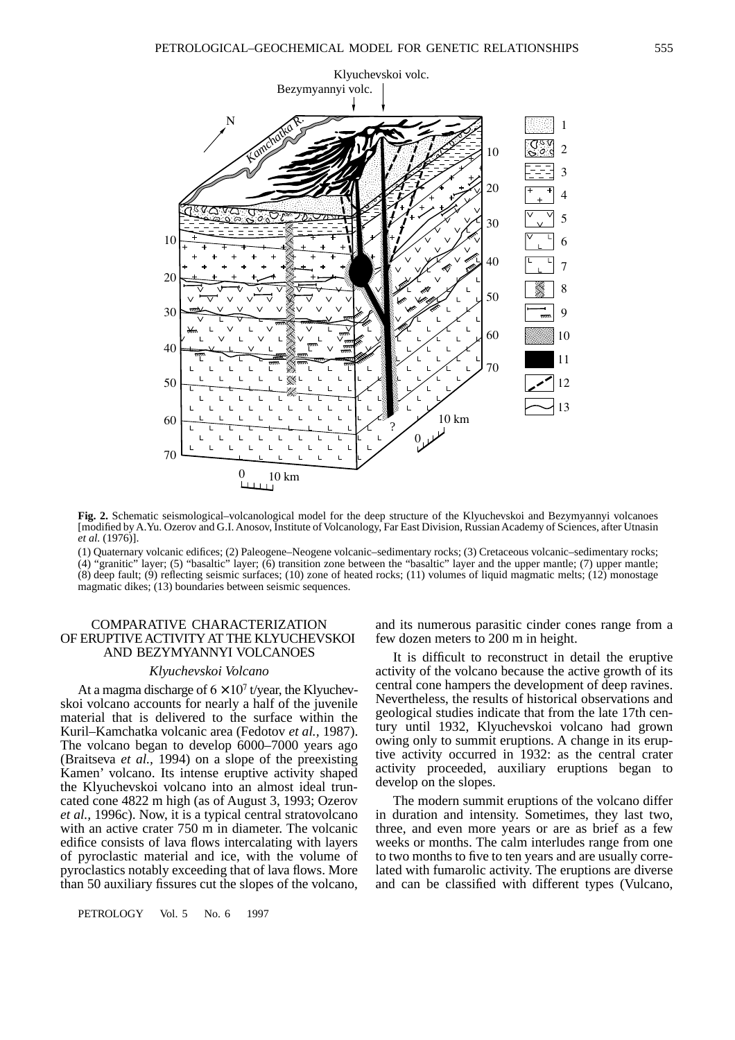**Fig. 2.** Schematic seismological–volcanological model for the deep structure of the Klyuchevskoi and Bezymyannyi volcanoes [modified by A.Yu. Ozerov and G.I. Anosov, Institute of Volcanology, Far East Division, Russian Academy of Sciences, after Utnasin *et al.* (1976)].

(1) Quaternary volcanic edifices; (2) Paleogene–Neogene volcanic–sedimentary rocks; (3) Cretaceous volcanic–sedimentary rocks; (4) "granitic" layer; (5) "basaltic" layer; (6) transition zone between the "basaltic" layer and the upper mantle; (7) upper mantle; (8) deep fault; (9) reflecting seismic surfaces; (10) zone of heated rocks; (11) volumes of liquid magmatic melts; (12) monostage magmatic dikes; (13) boundaries between seismic sequences.

## COMPARATIVE CHARACTERIZATION OF ERUPTIVE ACTIVITY AT THE KLYUCHEVSKOI AND BEZYMYANNYI VOLCANOES

### *Klyuchevskoi Volcano*

At a magma discharge of $6 \times 10^7$ t/year, the Klyuchevskoi volcano accounts for nearly a half of the juvenile material that is delivered to the surface within the Kuril–Kamchatka volcanic area (Fedotov *et al.*, 1987). The volcano began to develop 6000–7000 years ago (Braitseva *et al.*, 1994) on a slope of the preexisting Kamen' volcano. Its intense eruptive activity shaped the Klyuchevskoi volcano into an almost ideal truncated cone 4822 m high (as of August 3, 1993; Ozerov *et al.*, 1996c). Now, it is a typical central stratovolcano with an active crater 750 m in diameter. The volcanic edifice consists of lava flows intercalating with layers of pyroclastic material and ice, with the volume of pyroclastics notably exceeding that of lava flows. More than 50 auxiliary fissures cut the slopes of the volcano, and its numerous parasitic cinder cones range from a few dozen meters to 200 m in height.

It is difficult to reconstruct in detail the eruptive activity of the volcano because the active growth of its central cone hampers the development of deep ravines. Nevertheless, the results of historical observations and geological studies indicate that from the late 17th century until 1932, Klyuchevskoi volcano had grown owing only to summit eruptions. A change in its eruptive activity occurred in 1932: as the central crater activity proceeded, auxiliary eruptions began to develop on the slopes.

The modern summit eruptions of the volcano differ in duration and intensity. Sometimes, they last two, three, and even more years or are as brief as a few weeks or months. The calm interludes range from one to two months to five to ten years and are usually correlated with fumarolic activity. The eruptions are diverse and can be classified with different types (Vulcano,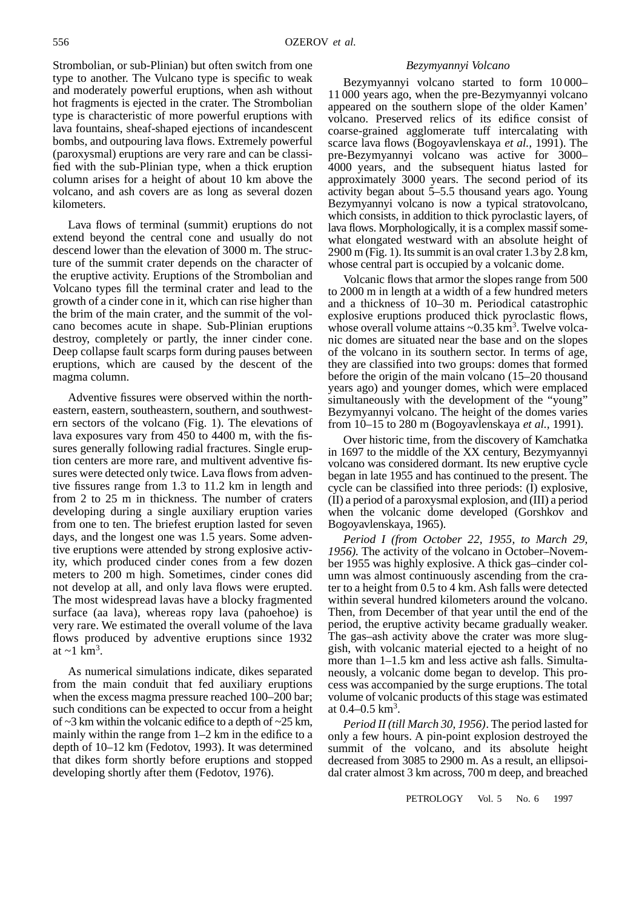Strombolian, or sub-Plinian) but often switch from one type to another. The Vulcano type is specific to weak and moderately powerful eruptions, when ash without hot fragments is ejected in the crater. The Strombolian type is characteristic of more powerful eruptions with lava fountains, sheaf-shaped ejections of incandescent bombs, and outpouring lava flows. Extremely powerful (paroxysmal) eruptions are very rare and can be classified with the sub-Plinian type, when a thick eruption column arises for a height of about 10 km above the volcano, and ash covers are as long as several dozen kilometers.

Lava flows of terminal (summit) eruptions do not extend beyond the central cone and usually do not descend lower than the elevation of 3000 m. The structure of the summit crater depends on the character of the eruptive activity. Eruptions of the Strombolian and Volcano types fill the terminal crater and lead to the growth of a cinder cone in it, which can rise higher than the brim of the main crater, and the summit of the volcano becomes acute in shape. Sub-Plinian eruptions destroy, completely or partly, the inner cinder cone. Deep collapse fault scarps form during pauses between eruptions, which are caused by the descent of the magma column.

Adventive fissures were observed within the northeastern, eastern, southeastern, southern, and southwestern sectors of the volcano (Fig. 1). The elevations of lava exposures vary from 450 to 4400 m, with the fissures generally following radial fractures. Single eruption centers are more rare, and multivent adventive fissures were detected only twice. Lava flows from adventive fissures range from 1.3 to 11.2 km in length and from 2 to 25 m in thickness. The number of craters developing during a single auxiliary eruption varies from one to ten. The briefest eruption lasted for seven days, and the longest one was 1.5 years. Some adventive eruptions were attended by strong explosive activity, which produced cinder cones from a few dozen meters to 200 m high. Sometimes, cinder cones did not develop at all, and only lava flows were erupted. The most widespread lavas have a blocky fragmented surface (aa lava), whereas ropy lava (pahoehoe) is very rare. We estimated the overall volume of the lava flows produced by adventive eruptions since 1932 at ~1 km$^3$.

As numerical simulations indicate, dikes separated from the main conduit that fed auxiliary eruptions when the excess magma pressure reached 100–200 bar; such conditions can be expected to occur from a height of ~3 km within the volcanic edifice to a depth of ~25 km, mainly within the range from 1–2 km in the edifice to a depth of 10–12 km (Fedotov, 1993). It was determined that dikes form shortly before eruptions and stopped developing shortly after them (Fedotov, 1976).

*Bezymyannyi Volcano*

Bezymyannyi volcano started to form 10 000–11 000 years ago, when the pre-Bezymyannyi volcano appeared on the southern slope of the older Kamen' volcano. Preserved relics of its edifice consist of coarse-grained agglomerate tuff intercalating with scarce lava flows (Bogoyavlenskaya *et al.,* 1991). The pre-Bezymyannyi volcano was active for 3000–4000 years, and the subsequent hiatus lasted for approximately 3000 years. The second period of its activity began about 5–5.5 thousand years ago. Young Bezymyannyi volcano is now a typical stratovolcano, which consists, in addition to thick pyroclastic layers, of lava flows. Morphologically, it is a complex massif somewhat elongated westward with an absolute height of 2900 m (Fig. 1). Its summit is an oval crater 1.3 by 2.8 km, whose central part is occupied by a volcanic dome.

Volcanic flows that armor the slopes range from 500 to 2000 m in length at a width of a few hundred meters and a thickness of 10–30 m. Periodical catastrophic explosive eruptions produced thick pyroclastic flows, whose overall volume attains ~0.35 km$^3$. Twelve volcanic domes are situated near the base and on the slopes of the volcano in its southern sector. In terms of age, they are classified into two groups: domes that formed before the origin of the main volcano (15–20 thousand years ago) and younger domes, which were emplaced simultaneously with the development of the "young" Bezymyannyi volcano. The height of the domes varies from 10–15 to 280 m (Bogoyavlenskaya *et al.,* 1991).

Over historic time, from the discovery of Kamchatka in 1697 to the middle of the XX century, Bezymyannyi volcano was considered dormant. Its new eruptive cycle began in late 1955 and has continued to the present. The cycle can be classified into three periods: (I) explosive, (II) a period of a paroxysmal explosion, and (III) a period when the volcanic dome developed (Gorshkov and Bogoyavlenskaya, 1965).

*Period I (from October 22, 1955, to March 29, 1956).* The activity of the volcano in October–November 1955 was highly explosive. A thick gas–cinder column was almost continuously ascending from the crater to a height from 0.5 to 4 km. Ash falls were detected within several hundred kilometers around the volcano. Then, from December of that year until the end of the period, the eruptive activity became gradually weaker. The gas–ash activity above the crater was more sluggish, with volcanic material ejected to a height of no more than 1–1.5 km and less active ash falls. Simultaneously, a volcanic dome began to develop. This process was accompanied by the surge eruptions. The total volume of volcanic products of this stage was estimated at 0.4–0.5 km$^3$.

*Period II (till March 30, 1956).* The period lasted for only a few hours. A pin-point explosion destroyed the summit of the volcano, and its absolute height decreased from 3085 to 2900 m. As a result, an ellipsoidal crater almost 3 km across, 700 m deep, and breached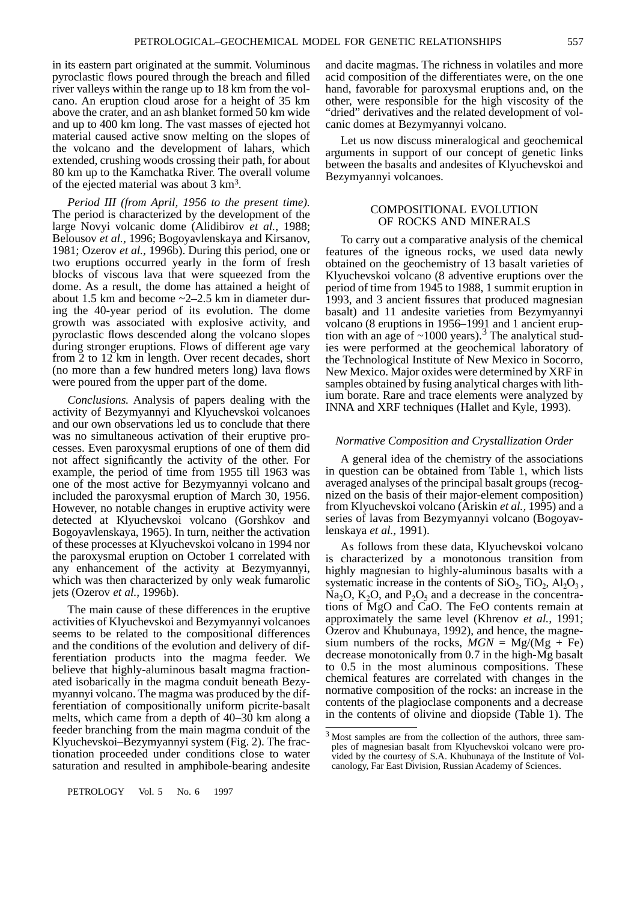in its eastern part originated at the summit. Voluminous pyroclastic flows poured through the breach and filled river valleys within the range up to 18 km from the volcano. An eruption cloud arose for a height of 35 km above the crater, and an ash blanket formed 50 km wide and up to 400 km long. The vast masses of ejected hot material caused active snow melting on the slopes of the volcano and the development of lahars, which extended, crushing woods crossing their path, for about 80 km up to the Kamchatka River. The overall volume of the ejected material was about 3 km$^3$.

*Period III (from April, 1956 to the present time).* The period is characterized by the development of the large Novyi volcanic dome (Alidibirov *et al.*, 1988; Belousov *et al.*, 1996; Bogoyavlenskaya and Kirsanov, 1981; Ozerov *et al.*, 1996b). During this period, one or two eruptions occurred yearly in the form of fresh blocks of viscous lava that were squeezed from the dome. As a result, the dome has attained a height of about 1.5 km and become ~2–2.5 km in diameter during the 40-year period of its evolution. The dome growth was associated with explosive activity, and pyroclastic flows descended along the volcano slopes during stronger eruptions. Flows of different age vary from 2 to 12 km in length. Over recent decades, short (no more than a few hundred meters long) lava flows were poured from the upper part of the dome.

*Conclusions.* Analysis of papers dealing with the activity of Bezymyannyi and Klyuchevskoi volcanoes and our own observations led us to conclude that there was no simultaneous activation of their eruptive processes. Even paroxysmal eruptions of one of them did not affect significantly the activity of the other. For example, the period of time from 1955 till 1963 was one of the most active for Bezymyannyi volcano and included the paroxysmal eruption of March 30, 1956. However, no notable changes in eruptive activity were detected at Klyuchevskoi volcano (Gorshkov and Bogoyavlenskaya, 1965). In turn, neither the activation of these processes at Klyuchevskoi volcano in 1994 nor the paroxysmal eruption on October 1 correlated with any enhancement of the activity at Bezymyannyi, which was then characterized by only weak fumarolic jets (Ozerov *et al.*, 1996b).

The main cause of these differences in the eruptive activities of Klyuchevskoi and Bezymyannyi volcanoes seems to be related to the compositional differences and the conditions of the evolution and delivery of differentiation products into the magma feeder. We believe that highly-aluminous basalt magma fractionated isobarically in the magma conduit beneath Bezymyannyi volcano. The magma was produced by the differentiation of compositionally uniform picrite-basalt melts, which came from a depth of 40–30 km along a feeder branching from the main magma conduit of the Klyuchevskoi–Bezymyannyi system (Fig. 2). The fractionation proceeded under conditions close to water saturation and resulted in amphibole-bearing andesite and dacite magmas. The richness in volatiles and more acid composition of the differentiates were, on the one hand, favorable for paroxysmal eruptions and, on the other, were responsible for the high viscosity of the "dried" derivatives and the related development of volcanic domes at Bezymyannyi volcano.

Let us now discuss mineralogical and geochemical arguments in support of our concept of genetic links between the basalts and andesites of Klyuchevskoi and Bezymyannyi volcanoes.

## COMPOSITIONAL EVOLUTION OF ROCKS AND MINERALS

To carry out a comparative analysis of the chemical features of the igneous rocks, we used data newly obtained on the geochemistry of 13 basalt varieties of Klyuchevskoi volcano (8 adventive eruptions over the period of time from 1945 to 1988, 1 summit eruption in 1993, and 3 ancient fissures that produced magnesian basalt) and 11 andesite varieties from Bezymyannyi volcano (8 eruptions in 1956–1991 and 1 ancient eruption with an age of ~1000 years).[3] The analytical studies were performed at the geochemical laboratory of the Technological Institute of New Mexico in Socorro, New Mexico. Major oxides were determined by XRF in samples obtained by fusing analytical charges with lithium borate. Rare and trace elements were analyzed by INNA and XRF techniques (Hallet and Kyle, 1993).

### *Normative Composition and Crystallization Order*

A general idea of the chemistry of the associations in question can be obtained from Table 1, which lists averaged analyses of the principal basalt groups (recognized on the basis of their major-element composition) from Klyuchevskoi volcano (Ariskin *et al.*, 1995) and a series of lavas from Bezymyannyi volcano (Bogoyavlenskaya *et al.*, 1991).

As follows from these data, Klyuchevskoi volcano is characterized by a monotonous transition from highly magnesian to highly-aluminous basalts with a systematic increase in the contents of $SiO_2$, $TiO_2$, $Al_2O_3$, $Na_2O$, $K_2O$, and $P_2O_5$ and a decrease in the concentrations of MgO and CaO. The FeO contents remain at approximately the same level (Khrenov *et al.*, 1991; Ozerov and Khubunaya, 1992), and hence, the magnesium numbers of the rocks, $MGN = Mg/(Mg + Fe)$ decrease monotonically from 0.7 in the high-Mg basalt to 0.5 in the most aluminous compositions. These chemical features are correlated with changes in the normative composition of the rocks: an increase in the contents of the plagioclase components and a decrease in the contents of olivine and diopside (Table 1). The

[3] Most samples are from the collection of the authors, three samples of magnesian basalt from Klyuchevskoi volcano were provided by the courtesy of S.A. Khubunaya of the Institute of Volcanology, Far East Division, Russian Academy of Sciences.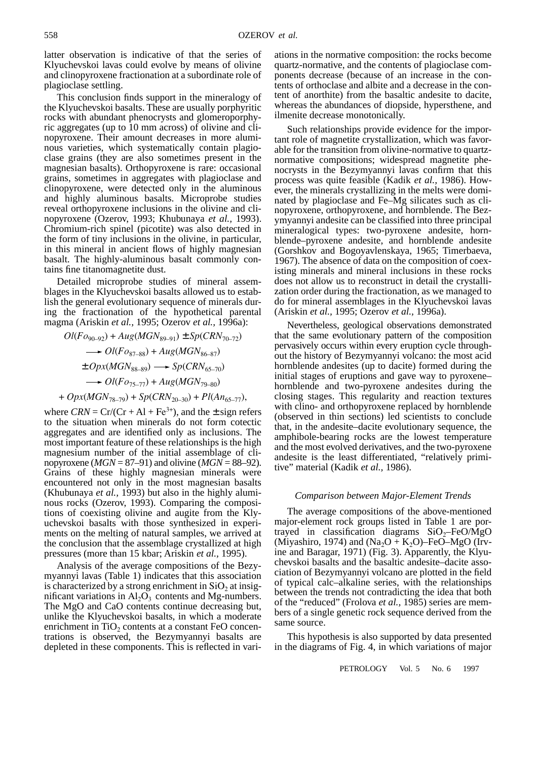latter observation is indicative of that the series of Klyuchevskoi lavas could evolve by means of olivine and clinopyroxene fractionation at a subordinate role of plagioclase settling.

This conclusion finds support in the mineralogy of the Klyuchevskoi basalts. These are usually porphyritic rocks with abundant phenocrysts and glomeroporphyric aggregates (up to 10 mm across) of olivine and clinopyroxene. Their amount decreases in more aluminous varieties, which systematically contain plagioclase grains (they are also sometimes present in the magnesian basalts). Orthopyroxene is rare: occasional grains, sometimes in aggregates with plagioclase and clinopyroxene, were detected only in the aluminous and highly aluminous basalts. Microprobe studies reveal orthopyroxene inclusions in the olivine and clinopyroxene (Ozerov, 1993; Khubunaya *et al.,* 1993). Chromium-rich spinel (picotite) was also detected in the form of tiny inclusions in the olivine, in particular, in this mineral in ancient flows of highly magnesian basalt. The highly-aluminous basalt commonly contains fine titanomagnetite dust.

Detailed microprobe studies of mineral assemblages in the Klyuchevskoi basalts allowed us to establish the general evolutionary sequence of minerals during the fractionation of the hypothetical parental magma (Ariskin *et al.,* 1995; Ozerov *et al.,* 1996a):

$$Ol(Fo_{90-92}) + Aug(MGN_{89-91}) \pm Sp(CRN_{70-72})$$
$$\longrightarrow Ol(Fo_{87-88}) + Aug(MGN_{86-87})$$
$$\pm Opx(MGN_{88-89}) \longrightarrow Sp(CRN_{65-70})$$
$$\longrightarrow Ol(Fo_{75-77}) + Aug(MGN_{79-80})$$
$$+ Opx(MGN_{78-79}) + Sp(CRN_{20-30}) + Pl(An_{65-77}),$$

where $CRN = Cr/(Cr + Al + Fe^{3+})$, and the ± sign refers to the situation when minerals do not form cotectic aggregates and are identified only as inclusions. The most important feature of these relationships is the high magnesium number of the initial assemblage of clinopyroxene ($MGN$ = 87–91) and olivine ($MGN$ = 88–92). Grains of these highly magnesian minerals were encountered not only in the most magnesian basalts (Khubunaya *et al.,* 1993) but also in the highly aluminous rocks (Ozerov, 1993). Comparing the compositions of coexisting olivine and augite from the Klyuchevskoi basalts with those synthesized in experiments on the melting of natural samples, we arrived at the conclusion that the assemblage crystallized at high pressures (more than 15 kbar; Ariskin *et al.,* 1995).

Analysis of the average compositions of the Bezymyannyi lavas (Table 1) indicates that this association is characterized by a strong enrichment in $SiO_2$ at insignificant variations in $Al_2O_3$ contents and Mg-numbers. The MgO and CaO contents continue decreasing but, unlike the Klyuchevskoi basalts, in which a moderate enrichment in $TiO_2$ contents at a constant FeO concentrations is observed, the Bezymyannyi basalts are depleted in these components. This is reflected in variations in the normative composition: the rocks become quartz-normative, and the contents of plagioclase components decrease (because of an increase in the contents of orthoclase and albite and a decrease in the content of anorthite) from the basaltic andesite to dacite, whereas the abundances of diopside, hypersthene, and ilmenite decrease monotonically.

Such relationships provide evidence for the important role of magnetite crystallization, which was favorable for the transition from olivine-normative to quartz-normative compositions; widespread magnetite phenocrysts in the Bezymyannyi lavas confirm that this process was quite feasible (Kadik *et al.,* 1986). However, the minerals crystallizing in the melts were dominated by plagioclase and Fe–Mg silicates such as clinopyroxene, orthopyroxene, and hornblende. The Bezymyannyi andesite can be classified into three principal mineralogical types: two-pyroxene andesite, hornblende–pyroxene andesite, and hornblende andesite (Gorshkov and Bogoyavlenskaya, 1965; Timerbaeva, 1967). The absence of data on the composition of coexisting minerals and mineral inclusions in these rocks does not allow us to reconstruct in detail the crystallization order during the fractionation, as we managed to do for mineral assemblages in the Klyuchevskoi lavas (Ariskin *et al.,* 1995; Ozerov *et al.,* 1996a).

Nevertheless, geological observations demonstrated that the same evolutionary pattern of the composition pervasively occurs within every eruption cycle throughout the history of Bezymyannyi volcano: the most acid hornblende andesites (up to dacite) formed during the initial stages of eruptions and gave way to pyroxene–hornblende and two-pyroxene andesites during the closing stages. This regularity and reaction textures with clino- and orthopyroxene replaced by hornblende (observed in thin sections) led scientists to conclude that, in the andesite–dacite evolutionary sequence, the amphibole-bearing rocks are the lowest temperature and the most evolved derivatives, and the two-pyroxene andesite is the least differentiated, "relatively primitive" material (Kadik *et al.,* 1986).

### *Comparison between Major-Element Trends*

The average compositions of the above-mentioned major-element rock groups listed in Table 1 are portrayed in classification diagrams $SiO_2$–FeO/MgO (Miyashiro, 1974) and ($Na_2O + K_2O$)–FeO–MgO (Irvine and Baragar, 1971) (Fig. 3). Apparently, the Klyuchevskoi basalts and the basaltic andesite–dacite association of Bezymyannyi volcano are plotted in the field of typical calc–alkaline series, with the relationships between the trends not contradicting the idea that both of the "reduced" (Frolova *et al.,* 1985) series are members of a single genetic rock sequence derived from the same source.

This hypothesis is also supported by data presented in the diagrams of Fig. 4, in which variations of major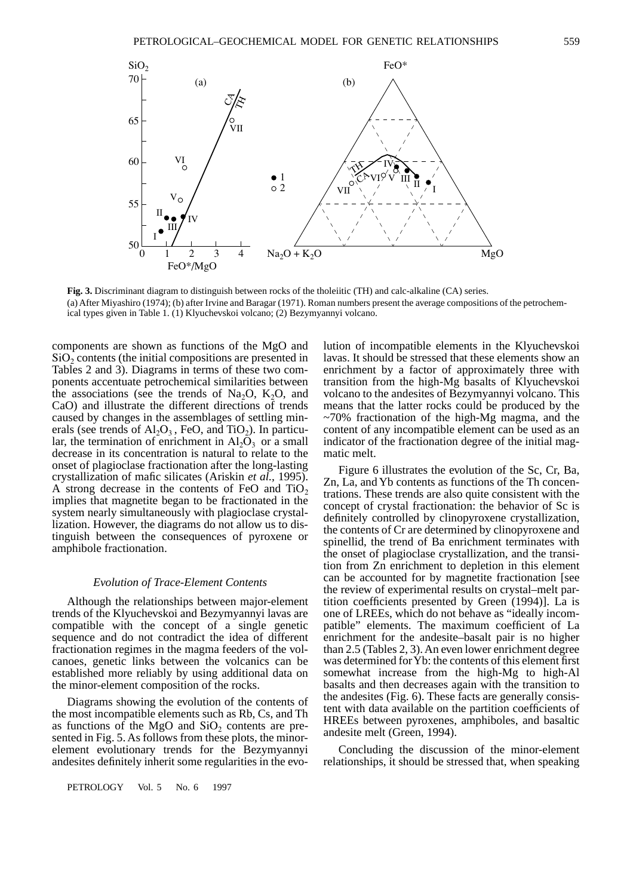**Fig. 3.** Discriminant diagram to distinguish between rocks of the tholeiitic (TH) and calc-alkaline (CA) series.
(a) After Miyashiro (1974); (b) after Irvine and Baragar (1971). Roman numbers present the average compositions of the petrochemical types given in Table 1. (1) Klyuchevskoi volcano; (2) Bezymyannyi volcano.

components are shown as functions of the MgO and $SiO_2$ contents (the initial compositions are presented in Tables 2 and 3). Diagrams in terms of these two components accentuate petrochemical similarities between the associations (see the trends of $Na_2O$, $K_2O$, and CaO) and illustrate the different directions of trends caused by changes in the assemblages of settling minerals (see trends of $Al_2O_3$, FeO, and $TiO_2$). In particular, the termination of enrichment in $Al_2O_3$ or a small decrease in its concentration is natural to relate to the onset of plagioclase fractionation after the long-lasting crystallization of mafic silicates (Ariskin *et al.*, 1995). A strong decrease in the contents of FeO and $TiO_2$ implies that magnetite began to be fractionated in the system nearly simultaneously with plagioclase crystallization. However, the diagrams do not allow us to distinguish between the consequences of pyroxene or amphibole fractionation.

### *Evolution of Trace-Element Contents*

Although the relationships between major-element trends of the Klyuchevskoi and Bezymyannyi lavas are compatible with the concept of a single genetic sequence and do not contradict the idea of different fractionation regimes in the magma feeders of the volcanoes, genetic links between the volcanics can be established more reliably by using additional data on the minor-element composition of the rocks.

Diagrams showing the evolution of the contents of the most incompatible elements such as Rb, Cs, and Th as functions of the MgO and $SiO_2$ contents are presented in Fig. 5. As follows from these plots, the minor-element evolutionary trends for the Bezymyannyi andesites definitely inherit some regularities in the evolution of incompatible elements in the Klyuchevskoi lavas. It should be stressed that these elements show an enrichment by a factor of approximately three with transition from the high-Mg basalts of Klyuchevskoi volcano to the andesites of Bezymyannyi volcano. This means that the latter rocks could be produced by the ~70% fractionation of the high-Mg magma, and the content of any incompatible element can be used as an indicator of the fractionation degree of the initial magmatic melt.

Figure 6 illustrates the evolution of the Sc, Cr, Ba, Zn, La, and Yb contents as functions of the Th concentrations. These trends are also quite consistent with the concept of crystal fractionation: the behavior of Sc is definitely controlled by clinopyroxene crystallization, the contents of Cr are determined by clinopyroxene and spinellid, the trend of Ba enrichment terminates with the onset of plagioclase crystallization, and the transition from Zn enrichment to depletion in this element can be accounted for by magnetite fractionation [see the review of experimental results on crystal–melt partition coefficients presented by Green (1994)]. La is one of LREEs, which do not behave as "ideally incompatible" elements. The maximum coefficient of La enrichment for the andesite–basalt pair is no higher than 2.5 (Tables 2, 3). An even lower enrichment degree was determined for Yb: the contents of this element first somewhat increase from the high-Mg to high-Al basalts and then decreases again with the transition to the andesites (Fig. 6). These facts are generally consistent with data available on the partition coefficients of HREEs between pyroxenes, amphiboles, and basaltic andesite melt (Green, 1994).

Concluding the discussion of the minor-element relationships, it should be stressed that, when speaking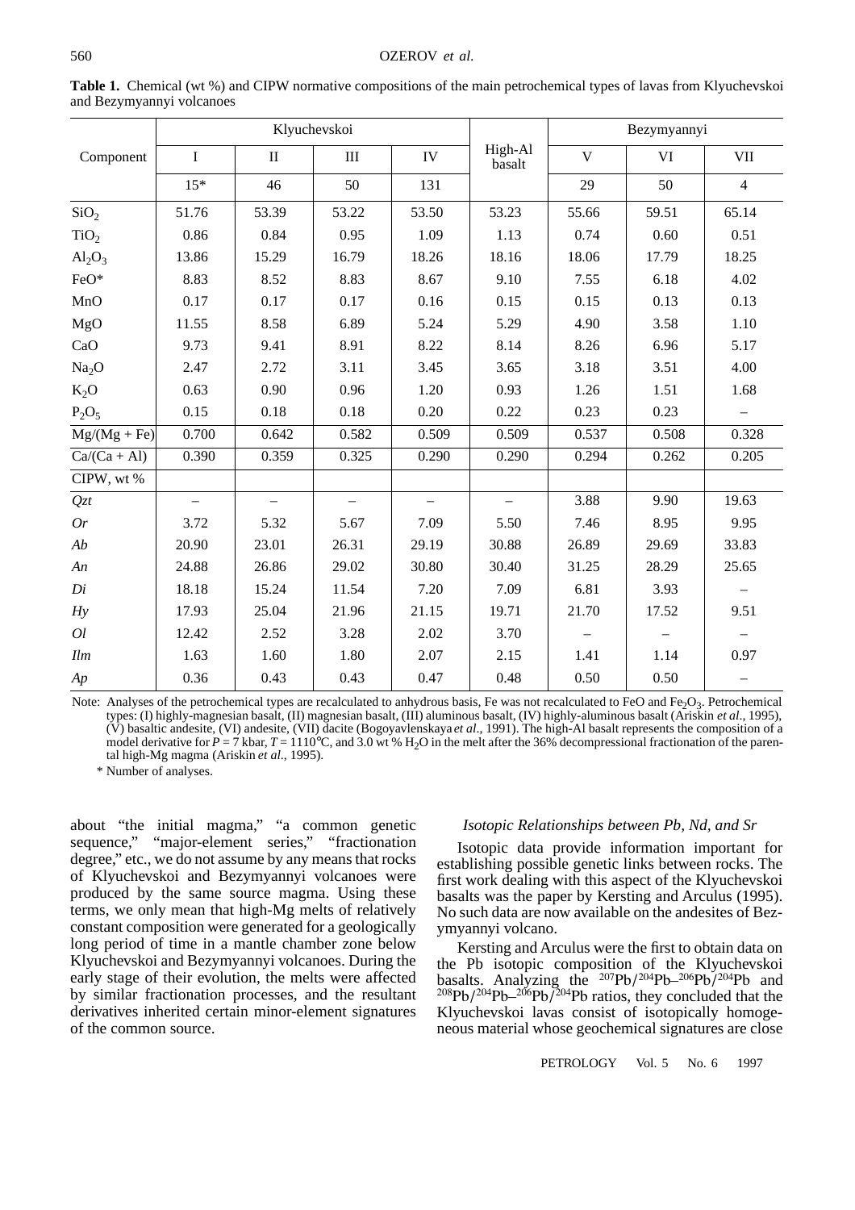**Table 1.** Chemical (wt %) and CIPW normative compositions of the main petrochemical types of lavas from Klyuchevskoi and Bezymyannyi volcanoes

| Component | Klyuchevskoi | | | | High-Al basalt | Bezymyannyi | | |
|---|---|---|---|---|---|---|---|---|
| | I | II | III | IV | | V | VI | VII |
| | 15* | 46 | 50 | 131 | | 29 | 50 | 4 |
| $SiO_2$ | 51.76 | 53.39 | 53.22 | 53.50 | 53.23 | 55.66 | 59.51 | 65.14 |
| $TiO_2$ | 0.86 | 0.84 | 0.95 | 1.09 | 1.13 | 0.74 | 0.60 | 0.51 |
| $Al_2O_3$ | 13.86 | 15.29 | 16.79 | 18.26 | 18.16 | 18.06 | 17.79 | 18.25 |
| FeO* | 8.83 | 8.52 | 8.83 | 8.67 | 9.10 | 7.55 | 6.18 | 4.02 |
| MnO | 0.17 | 0.17 | 0.17 | 0.16 | 0.15 | 0.15 | 0.13 | 0.13 |
| MgO | 11.55 | 8.58 | 6.89 | 5.24 | 5.29 | 4.90 | 3.58 | 1.10 |
| CaO | 9.73 | 9.41 | 8.91 | 8.22 | 8.14 | 8.26 | 6.96 | 5.17 |
| $Na_2O$ | 2.47 | 2.72 | 3.11 | 3.45 | 3.65 | 3.18 | 3.51 | 4.00 |
| $K_2O$ | 0.63 | 0.90 | 0.96 | 1.20 | 0.93 | 1.26 | 1.51 | 1.68 |
| $P_2O_5$ | 0.15 | 0.18 | 0.18 | 0.20 | 0.22 | 0.23 | 0.23 | – |
| Mg/(Mg + Fe) | 0.700 | 0.642 | 0.582 | 0.509 | 0.509 | 0.537 | 0.508 | 0.328 |
| Ca/(Ca + Al) | 0.390 | 0.359 | 0.325 | 0.290 | 0.290 | 0.294 | 0.262 | 0.205 |
| CIPW, wt % | | | | | | | | |
| *Qzt* | – | – | – | – | – | 3.88 | 9.90 | 19.63 |
| *Or* | 3.72 | 5.32 | 5.67 | 7.09 | 5.50 | 7.46 | 8.95 | 9.95 |
| *Ab* | 20.90 | 23.01 | 26.31 | 29.19 | 30.88 | 26.89 | 29.69 | 33.83 |
| *An* | 24.88 | 26.86 | 29.02 | 30.80 | 30.40 | 31.25 | 28.29 | 25.65 |
| *Di* | 18.18 | 15.24 | 11.54 | 7.20 | 7.09 | 6.81 | 3.93 | – |
| *Hy* | 17.93 | 25.04 | 21.96 | 21.15 | 19.71 | 21.70 | 17.52 | 9.51 |
| *Ol* | 12.42 | 2.52 | 3.28 | 2.02 | 3.70 | – | – | – |
| *Ilm* | 1.63 | 1.60 | 1.80 | 2.07 | 2.15 | 1.41 | 1.14 | 0.97 |
| *Ap* | 0.36 | 0.43 | 0.43 | 0.47 | 0.48 | 0.50 | 0.50 | – |

Note: Analyses of the petrochemical types are recalculated to anhydrous basis, Fe was not recalculated to FeO and $Fe_2O_3$. Petrochemical types: (I) highly-magnesian basalt, (II) magnesian basalt, (III) aluminous basalt, (IV) highly-aluminous basalt (Ariskin *et al*., 1995), (V) basaltic andesite, (VI) andesite, (VII) dacite (Bogoyavlenskaya *et al*., 1991). The high-Al basalt represents the composition of a model derivative for $P = 7$ kbar, $T = 1110$°C, and 3.0 wt % $H_2O$ in the melt after the 36% decompressional fractionation of the parental high-Mg magma (Ariskin *et al*., 1995).

\* Number of analyses.

about "the initial magma," "a common genetic sequence," "major-element series," "fractionation degree," etc., we do not assume by any means that rocks of Klyuchevskoi and Bezymyannyi volcanoes were produced by the same source magma. Using these terms, we only mean that high-Mg melts of relatively constant composition were generated for a geologically long period of time in a mantle chamber zone below Klyuchevskoi and Bezymyannyi volcanoes. During the early stage of their evolution, the melts were affected by similar fractionation processes, and the resultant derivatives inherited certain minor-element signatures of the common source.

### *Isotopic Relationships between Pb, Nd, and Sr*

Isotopic data provide information important for establishing possible genetic links between rocks. The first work dealing with this aspect of the Klyuchevskoi basalts was the paper by Kersting and Arculus (1995). No such data are now available on the andesites of Bezymyannyi volcano.

Kersting and Arculus were the first to obtain data on the Pb isotopic composition of the Klyuchevskoi basalts. Analyzing the $^{207}Pb/^{204}Pb$–$^{206}Pb/^{204}Pb$ and $^{208}Pb/^{204}Pb$–$^{206}Pb/^{204}Pb$ ratios, they concluded that the Klyuchevskoi lavas consist of isotopically homogeneous material whose geochemical signatures are close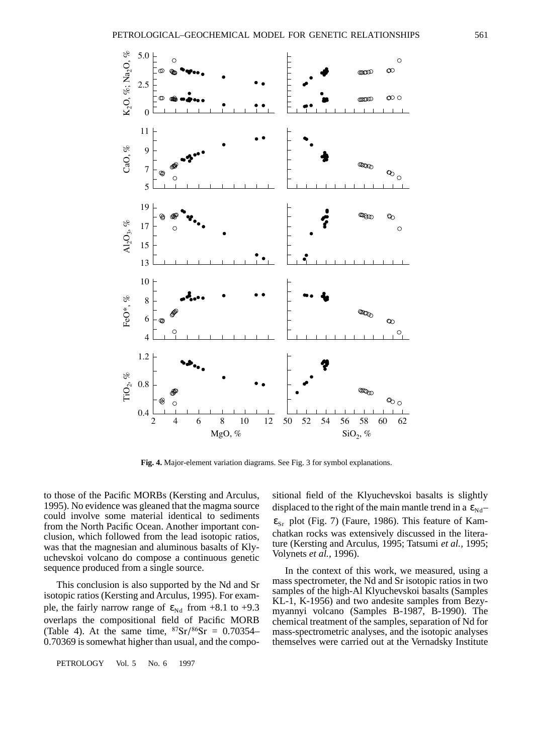**Fig. 4.** Major-element variation diagrams. See Fig. 3 for symbol explanations.

to those of the Pacific MORBs (Kersting and Arculus, 1995). No evidence was gleaned that the magma source could involve some material identical to sediments from the North Pacific Ocean. Another important conclusion, which followed from the lead isotopic ratios, was that the magnesian and aluminous basalts of Klyuchevskoi volcano do compose a continuous genetic sequence produced from a single source.

This conclusion is also supported by the Nd and Sr isotopic ratios (Kersting and Arculus, 1995). For example, the fairly narrow range of $\varepsilon_{Nd}$ from +8.1 to +9.3 overlaps the compositional field of Pacific MORB (Table 4). At the same time, $^{87}Sr/^{86}Sr$ = 0.70354–0.70369 is somewhat higher than usual, and the compositional field of the Klyuchevskoi basalts is slightly displaced to the right of the main mantle trend in a $\varepsilon_{Nd}$–$\varepsilon_{Sr}$ plot (Fig. 7) (Faure, 1986). This feature of Kamchatkan rocks was extensively discussed in the literature (Kersting and Arculus, 1995; Tatsumi *et al.*, 1995; Volynets *et al.*, 1996).

In the context of this work, we measured, using a mass spectrometer, the Nd and Sr isotopic ratios in two samples of the high-Al Klyuchevskoi basalts (Samples KL-1, K-1956) and two andesite samples from Bezymyannyi volcano (Samples B-1987, B-1990). The chemical treatment of the samples, separation of Nd for mass-spectrometric analyses, and the isotopic analyses themselves were carried out at the Vernadsky Institute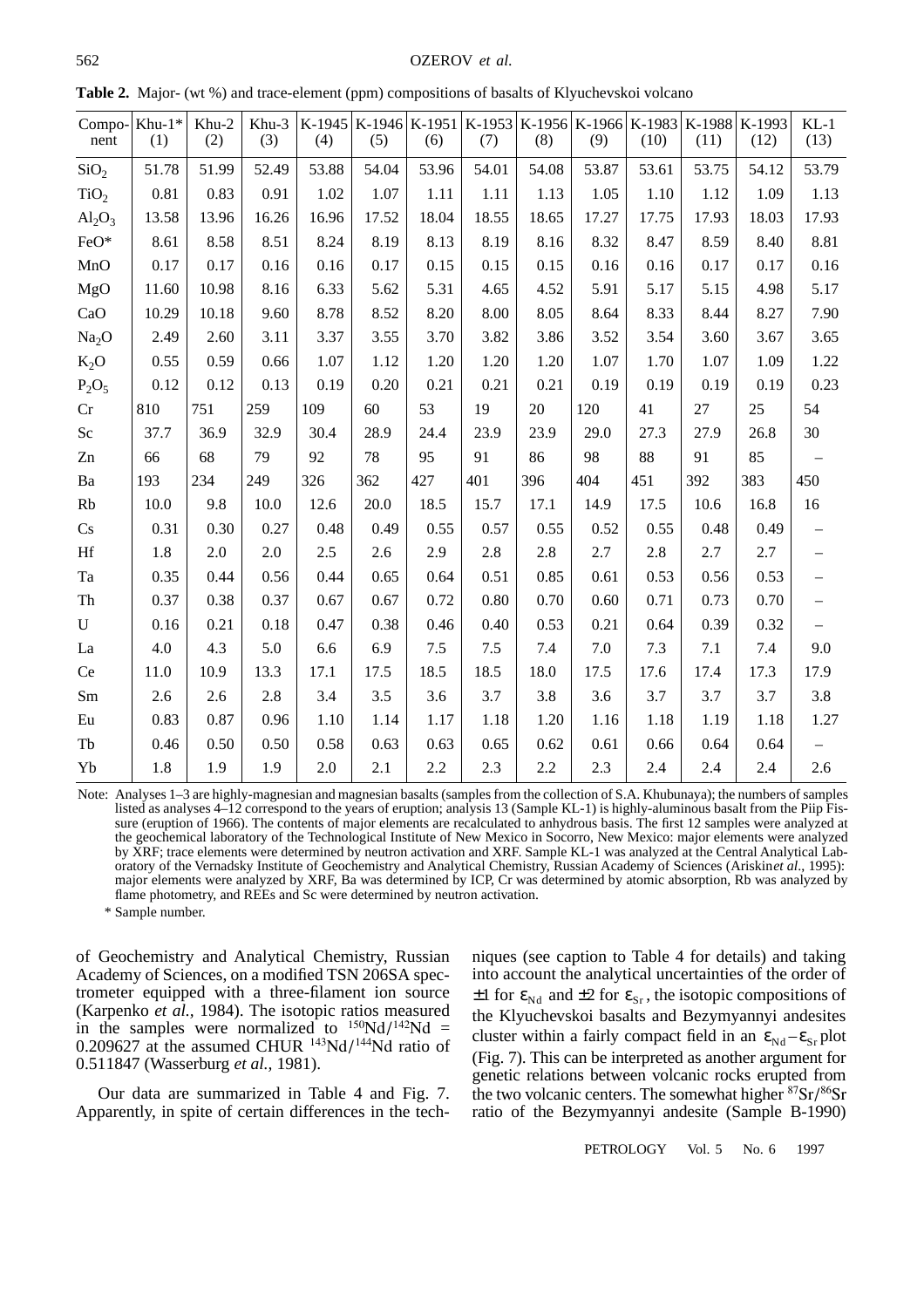**Table 2.** Major- (wt %) and trace-element (ppm) compositions of basalts of Klyuchevskoi volcano

| Component | Khu-1* (1) | Khu-2 (2) | Khu-3 (3) | K-1945 (4) | K-1946 (5) | K-1951 (6) | K-1953 (7) | K-1956 (8) | K-1966 (9) | K-1983 (10) | K-1988 (11) | K-1993 (12) | KL-1 (13) |
|---|---|---|---|---|---|---|---|---|---|---|---|---|---|
| $SiO_2$ | 51.78 | 51.99 | 52.49 | 53.88 | 54.04 | 53.96 | 54.01 | 54.08 | 53.87 | 53.61 | 53.75 | 54.12 | 53.79 |
| $TiO_2$ | 0.81 | 0.83 | 0.91 | 1.02 | 1.07 | 1.11 | 1.11 | 1.13 | 1.05 | 1.10 | 1.12 | 1.09 | 1.13 |
| $Al_2O_3$ | 13.58 | 13.96 | 16.26 | 16.96 | 17.52 | 18.04 | 18.55 | 18.65 | 17.27 | 17.75 | 17.93 | 18.03 | 17.93 |
| FeO* | 8.61 | 8.58 | 8.51 | 8.24 | 8.19 | 8.13 | 8.19 | 8.16 | 8.32 | 8.47 | 8.59 | 8.40 | 8.81 |
| MnO | 0.17 | 0.17 | 0.16 | 0.16 | 0.17 | 0.15 | 0.15 | 0.15 | 0.16 | 0.16 | 0.17 | 0.17 | 0.16 |
| MgO | 11.60 | 10.98 | 8.16 | 6.33 | 5.62 | 5.31 | 4.65 | 4.52 | 5.91 | 5.17 | 5.15 | 4.98 | 5.17 |
| CaO | 10.29 | 10.18 | 9.60 | 8.78 | 8.52 | 8.20 | 8.00 | 8.05 | 8.64 | 8.33 | 8.44 | 8.27 | 7.90 |
| $Na_2O$ | 2.49 | 2.60 | 3.11 | 3.37 | 3.55 | 3.70 | 3.82 | 3.86 | 3.52 | 3.54 | 3.60 | 3.67 | 3.65 |
| $K_2O$ | 0.55 | 0.59 | 0.66 | 1.07 | 1.12 | 1.20 | 1.20 | 1.20 | 1.07 | 1.70 | 1.07 | 1.09 | 1.22 |
| $P_2O_5$ | 0.12 | 0.12 | 0.13 | 0.19 | 0.20 | 0.21 | 0.21 | 0.21 | 0.19 | 0.19 | 0.19 | 0.19 | 0.23 |
| Cr | 810 | 751 | 259 | 109 | 60 | 53 | 19 | 20 | 120 | 41 | 27 | 25 | 54 |
| Sc | 37.7 | 36.9 | 32.9 | 30.4 | 28.9 | 24.4 | 23.9 | 23.9 | 29.0 | 27.3 | 27.9 | 26.8 | 30 |
| Zn | 66 | 68 | 79 | 92 | 78 | 95 | 91 | 86 | 98 | 88 | 91 | 85 | – |
| Ba | 193 | 234 | 249 | 326 | 362 | 427 | 401 | 396 | 404 | 451 | 392 | 383 | 450 |
| Rb | 10.0 | 9.8 | 10.0 | 12.6 | 20.0 | 18.5 | 15.7 | 17.1 | 14.9 | 17.5 | 10.6 | 16.8 | 16 |
| Cs | 0.31 | 0.30 | 0.27 | 0.48 | 0.49 | 0.55 | 0.57 | 0.55 | 0.52 | 0.55 | 0.48 | 0.49 | – |
| Hf | 1.8 | 2.0 | 2.0 | 2.5 | 2.6 | 2.9 | 2.8 | 2.8 | 2.7 | 2.8 | 2.7 | 2.7 | – |
| Ta | 0.35 | 0.44 | 0.56 | 0.44 | 0.65 | 0.64 | 0.51 | 0.85 | 0.61 | 0.53 | 0.56 | 0.53 | – |
| Th | 0.37 | 0.38 | 0.37 | 0.67 | 0.67 | 0.72 | 0.80 | 0.70 | 0.60 | 0.71 | 0.73 | 0.70 | – |
| U | 0.16 | 0.21 | 0.18 | 0.47 | 0.38 | 0.46 | 0.40 | 0.53 | 0.21 | 0.64 | 0.39 | 0.32 | – |
| La | 4.0 | 4.3 | 5.0 | 6.6 | 6.9 | 7.5 | 7.5 | 7.4 | 7.0 | 7.3 | 7.1 | 7.4 | 9.0 |
| Ce | 11.0 | 10.9 | 13.3 | 17.1 | 17.5 | 18.5 | 18.5 | 18.0 | 17.5 | 17.6 | 17.4 | 17.3 | 17.9 |
| Sm | 2.6 | 2.6 | 2.8 | 3.4 | 3.5 | 3.6 | 3.7 | 3.8 | 3.6 | 3.7 | 3.7 | 3.7 | 3.8 |
| Eu | 0.83 | 0.87 | 0.96 | 1.10 | 1.14 | 1.17 | 1.18 | 1.20 | 1.16 | 1.18 | 1.19 | 1.18 | 1.27 |
| Tb | 0.46 | 0.50 | 0.50 | 0.58 | 0.63 | 0.63 | 0.65 | 0.62 | 0.61 | 0.66 | 0.64 | 0.64 | – |
| Yb | 1.8 | 1.9 | 1.9 | 2.0 | 2.1 | 2.2 | 2.3 | 2.2 | 2.3 | 2.4 | 2.4 | 2.4 | 2.6 |

Note: Analyses 1–3 are highly-magnesian and magnesian basalts (samples from the collection of S.A. Khubunaya); the numbers of samples listed as analyses 4–12 correspond to the years of eruption; analysis 13 (Sample KL-1) is highly-aluminous basalt from the Piip Fissure (eruption of 1966). The contents of major elements are recalculated to anhydrous basis. The first 12 samples were analyzed at the geochemical laboratory of the Technological Institute of New Mexico in Socorro, New Mexico: major elements were analyzed by XRF; trace elements were determined by neutron activation and XRF. Sample KL-1 was analyzed at the Central Analytical Laboratory of the Vernadsky Institute of Geochemistry and Analytical Chemistry, Russian Academy of Sciences (Ariskin *et al*., 1995): major elements were analyzed by XRF, Ba was determined by ICP, Cr was determined by atomic absorption, Rb was analyzed by flame photometry, and REEs and Sc were determined by neutron activation.

\* Sample number.

of Geochemistry and Analytical Chemistry, Russian Academy of Sciences, on a modified TSN 206SA spectrometer equipped with a three-filament ion source (Karpenko *et al.*, 1984). The isotopic ratios measured in the samples were normalized to $^{150}Nd/^{142}Nd$ = 0.209627 at the assumed CHUR $^{143}Nd/^{144}Nd$ ratio of 0.511847 (Wasserburg *et al.*, 1981).

Our data are summarized in Table 4 and Fig. 7. Apparently, in spite of certain differences in the techniques (see caption to Table 4 for details) and taking into account the analytical uncertainties of the order of ±1 for $\varepsilon_{Nd}$ and ±2 for $\varepsilon_{Sr}$, the isotopic compositions of the Klyuchevskoi basalts and Bezymyannyi andesites cluster within a fairly compact field in an $\varepsilon_{Nd}$–$\varepsilon_{Sr}$ plot (Fig. 7). This can be interpreted as another argument for genetic relations between volcanic rocks erupted from the two volcanic centers. The somewhat higher $^{87}Sr/^{86}Sr$ ratio of the Bezymyannyi andesite (Sample B-1990)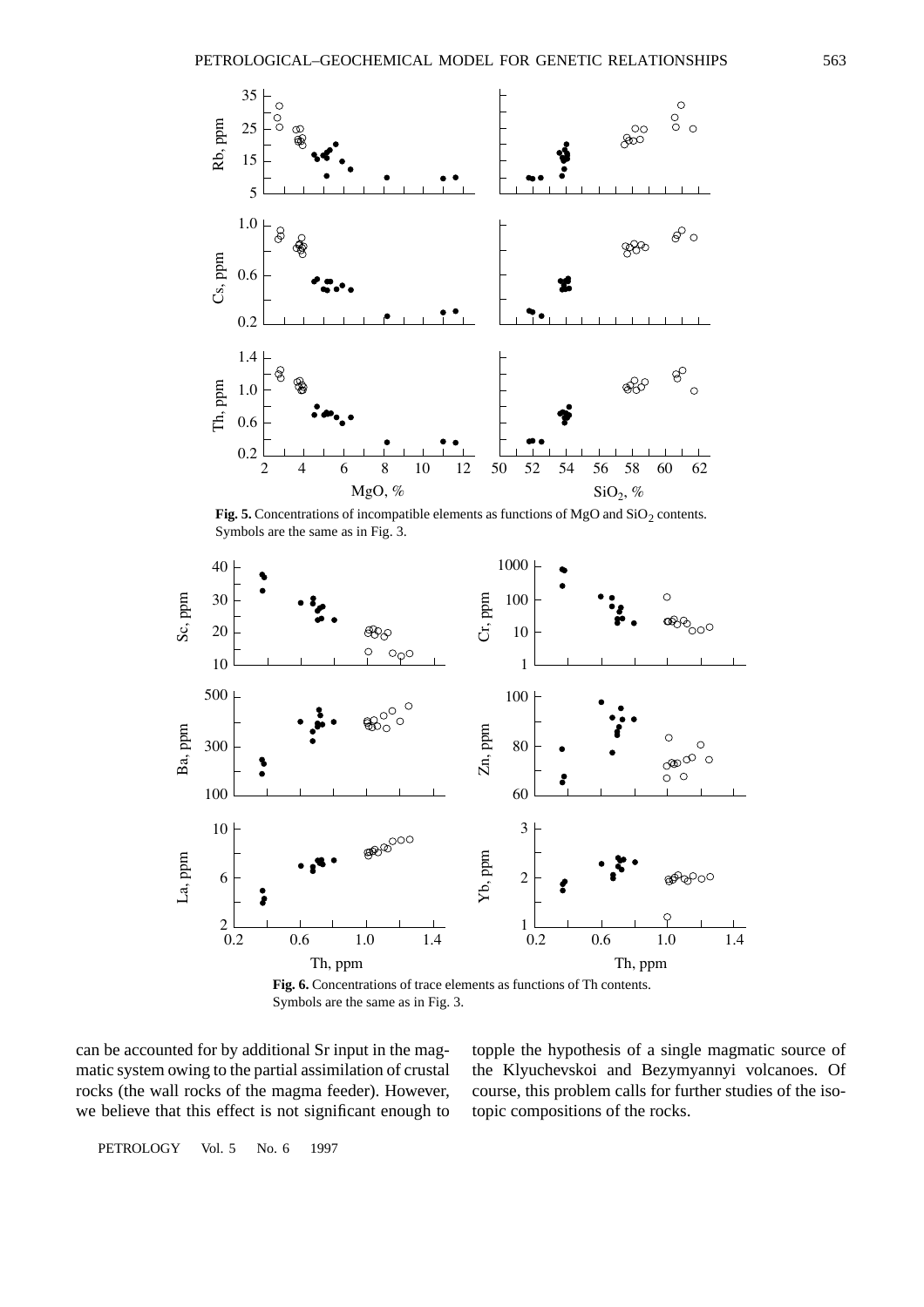**Fig. 5.** Concentrations of incompatible elements as functions of MgO and $SiO_2$ contents. Symbols are the same as in Fig. 3.

**Fig. 6.** Concentrations of trace elements as functions of Th contents. Symbols are the same as in Fig. 3.

can be accounted for by additional Sr input in the magmatic system owing to the partial assimilation of crustal rocks (the wall rocks of the magma feeder). However, we believe that this effect is not significant enough to topple the hypothesis of a single magmatic source of the Klyuchevskoi and Bezymyannyi volcanoes. Of course, this problem calls for further studies of the isotopic compositions of the rocks.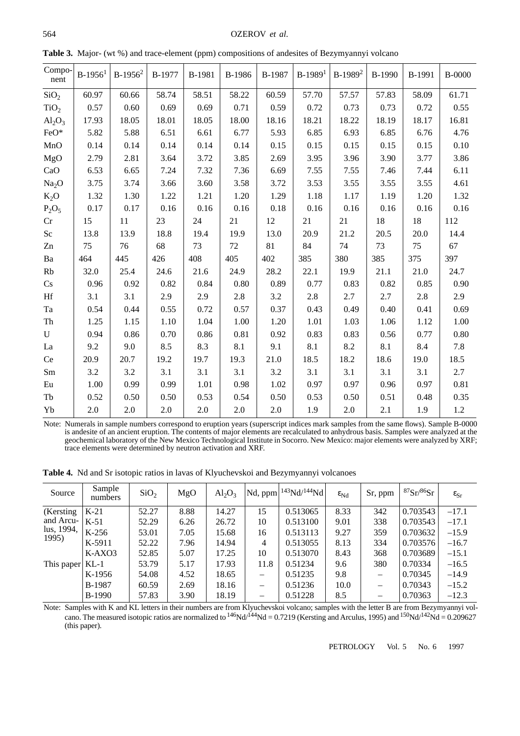**Table 3.** Major- (wt %) and trace-element (ppm) compositions of andesites of Bezymyannyi volcano

| Component | B-1956[1] | B-1956[2] | B-1977 | B-1981 | B-1986 | B-1987 | B-1989[1] | B-1989[2] | B-1990 | B-1991 | B-0000 |
|---|---|---|---|---|---|---|---|---|---|---|---|
| $SiO_2$ | 60.97 | 60.66 | 58.74 | 58.51 | 58.22 | 60.59 | 57.70 | 57.57 | 57.83 | 58.09 | 61.71 |
| $TiO_2$ | 0.57 | 0.60 | 0.69 | 0.69 | 0.71 | 0.59 | 0.72 | 0.73 | 0.73 | 0.72 | 0.55 |
| $Al_2O_3$ | 17.93 | 18.05 | 18.01 | 18.05 | 18.00 | 18.16 | 18.21 | 18.22 | 18.19 | 18.17 | 16.81 |
| FeO* | 5.82 | 5.88 | 6.51 | 6.61 | 6.77 | 5.93 | 6.85 | 6.93 | 6.85 | 6.76 | 4.76 |
| MnO | 0.14 | 0.14 | 0.14 | 0.14 | 0.14 | 0.15 | 0.15 | 0.15 | 0.15 | 0.15 | 0.10 |
| MgO | 2.79 | 2.81 | 3.64 | 3.72 | 3.85 | 2.69 | 3.95 | 3.96 | 3.90 | 3.77 | 3.86 |
| CaO | 6.53 | 6.65 | 7.24 | 7.32 | 7.36 | 6.69 | 7.55 | 7.55 | 7.46 | 7.44 | 6.11 |
| $Na_2O$ | 3.75 | 3.74 | 3.66 | 3.60 | 3.58 | 3.72 | 3.53 | 3.55 | 3.55 | 3.55 | 4.61 |
| $K_2O$ | 1.32 | 1.30 | 1.22 | 1.21 | 1.20 | 1.29 | 1.18 | 1.17 | 1.19 | 1.20 | 1.32 |
| $P_2O_5$ | 0.17 | 0.17 | 0.16 | 0.16 | 0.16 | 0.18 | 0.16 | 0.16 | 0.16 | 0.16 | 0.16 |
| Cr | 15 | 11 | 23 | 24 | 21 | 12 | 21 | 21 | 18 | 18 | 112 |
| Sc | 13.8 | 13.9 | 18.8 | 19.4 | 19.9 | 13.0 | 20.9 | 21.2 | 20.5 | 20.0 | 14.4 |
| Zn | 75 | 76 | 68 | 73 | 72 | 81 | 84 | 74 | 73 | 75 | 67 |
| Ba | 464 | 445 | 426 | 408 | 405 | 402 | 385 | 380 | 385 | 375 | 397 |
| Rb | 32.0 | 25.4 | 24.6 | 21.6 | 24.9 | 28.2 | 22.1 | 19.9 | 21.1 | 21.0 | 24.7 |
| Cs | 0.96 | 0.92 | 0.82 | 0.84 | 0.80 | 0.89 | 0.77 | 0.83 | 0.82 | 0.85 | 0.90 |
| Hf | 3.1 | 3.1 | 2.9 | 2.9 | 2.8 | 3.2 | 2.8 | 2.7 | 2.7 | 2.8 | 2.9 |
| Ta | 0.54 | 0.44 | 0.55 | 0.72 | 0.57 | 0.37 | 0.43 | 0.49 | 0.40 | 0.41 | 0.69 |
| Th | 1.25 | 1.15 | 1.10 | 1.04 | 1.00 | 1.20 | 1.01 | 1.03 | 1.06 | 1.12 | 1.00 |
| U | 0.94 | 0.86 | 0.70 | 0.86 | 0.81 | 0.92 | 0.83 | 0.83 | 0.56 | 0.77 | 0.80 |
| La | 9.2 | 9.0 | 8.5 | 8.3 | 8.1 | 9.1 | 8.1 | 8.2 | 8.1 | 8.4 | 7.8 |
| Ce | 20.9 | 20.7 | 19.2 | 19.7 | 19.3 | 21.0 | 18.5 | 18.2 | 18.6 | 19.0 | 18.5 |
| Sm | 3.2 | 3.2 | 3.1 | 3.1 | 3.1 | 3.2 | 3.1 | 3.1 | 3.1 | 3.1 | 2.7 |
| Eu | 1.00 | 0.99 | 0.99 | 1.01 | 0.98 | 1.02 | 0.97 | 0.97 | 0.96 | 0.97 | 0.81 |
| Tb | 0.52 | 0.50 | 0.50 | 0.53 | 0.54 | 0.50 | 0.53 | 0.50 | 0.51 | 0.48 | 0.35 |
| Yb | 2.0 | 2.0 | 2.0 | 2.0 | 2.0 | 2.0 | 1.9 | 2.0 | 2.1 | 1.9 | 1.2 |

Note: Numerals in sample numbers correspond to eruption years (superscript indices mark samples from the same flows). Sample B-0000 is andesite of an ancient eruption. The contents of major elements are recalculated to anhydrous basis. Samples were analyzed at the geochemical laboratory of the New Mexico Technological Institute in Socorro. New Mexico: major elements were analyzed by XRF; trace elements were determined by neutron activation and XRF.

**Table 4.** Nd and Sr isotopic ratios in lavas of Klyuchevskoi and Bezymyannyi volcanoes

| Source | Sample numbers | $SiO_2$ | MgO | $Al_2O_3$ | Nd, ppm | $^{143}Nd/^{144}Nd$ | $\varepsilon_{Nd}$ | Sr, ppm | $^{87}Sr/^{86}Sr$ | $\varepsilon_{Sr}$ |
|---|---|---|---|---|---|---|---|---|---|---|
| (Kersting and Arculus, 1994, 1995) | K-21 | 52.27 | 8.88 | 14.27 | 15 | 0.513065 | 8.33 | 342 | 0.703543 | –17.1 |
| | K-51 | 52.29 | 6.26 | 26.72 | 10 | 0.513100 | 9.01 | 338 | 0.703543 | –17.1 |
| | K-256 | 53.01 | 7.05 | 15.68 | 16 | 0.513113 | 9.27 | 359 | 0.703632 | –15.9 |
| | K-5911 | 52.22 | 7.96 | 14.94 | 4 | 0.513055 | 8.13 | 334 | 0.703576 | –16.7 |
| | K-AXO3 | 52.85 | 5.07 | 17.25 | 10 | 0.513070 | 8.43 | 368 | 0.703689 | –15.1 |
| This paper | KL-1 | 53.79 | 5.17 | 17.93 | 11.8 | 0.51234 | 9.6 | 380 | 0.70334 | –16.5 |
| | K-1956 | 54.08 | 4.52 | 18.65 | – | 0.51235 | 9.8 | – | 0.70345 | –14.9 |
| | B-1987 | 60.59 | 2.69 | 18.16 | – | 0.51236 | 10.0 | – | 0.70343 | –15.2 |
| | B-1990 | 57.83 | 3.90 | 18.19 | – | 0.51228 | 8.5 | – | 0.70363 | –12.3 |

Note: Samples with K and KL letters in their numbers are from Klyuchevskoi volcano; samples with the letter B are from Bezymyannyi volcano. The measured isotopic ratios are normalized to $^{146}Nd/^{144}Nd = 0.7219$ (Kersting and Arculus, 1995) and $^{150}Nd/^{142}Nd = 0.209627$ (this paper).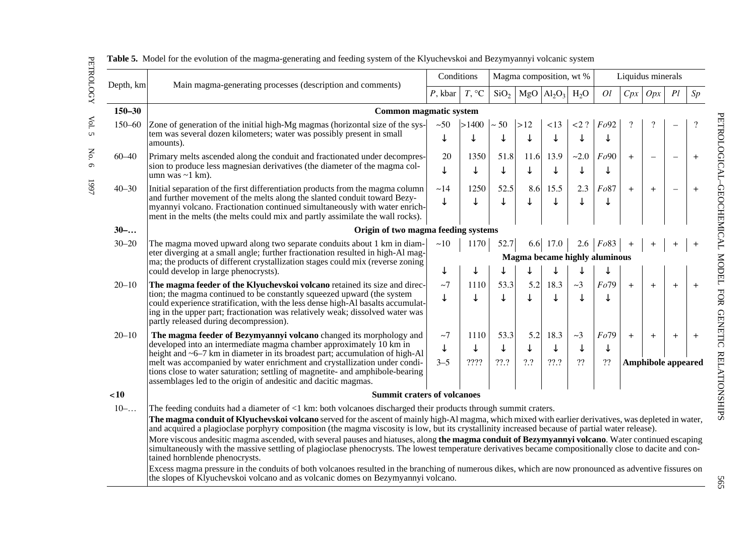**Table 5.** Model for the evolution of the magma-generating and feeding system of the Klyuchevskoi and Bezymyannyi volcanic system

| Depth, km | Main magma-generating processes (description and comments) | Conditions | | Magma composition, wt % | | | | Liquidus minerals | | | | |
|---|---|---|---|---|---|---|---|---|---|---|---|---|
| | | *P*, kbar | *T*, °C | $SiO_2$ | MgO | $Al_2O_3$ | $H_2O$ | *Ol* | *Cpx* | *Opx* | *Pl* | *Sp* |
| **150–30** | **Common magmatic system** | | | | | | | | | | | |
| 150–60 | Zone of generation of the initial high-Mg magmas (horizontal size of the system was several dozen kilometers; water was possibly present in small amounts). | ~50 ↓ | >1400 ↓ | ~ 50 ↓ | >12 ↓ | <13 ↓ | <2 ? ↓ | *Fo*92 ↓ | ? | ? | – | ? |
| 60–40 | Primary melts ascended along the conduit and fractionated under decompression to produce less magnesian derivatives (the diameter of the magma column was ~1 km). | 20 ↓ | 1350 ↓ | 51.8 ↓ | 11.6 ↓ | 13.9 ↓ | ~2.0 ↓ | *Fo*90 ↓ | + | – | – | + |
| 40–30 | Initial separation of the first differentiation products from the magma column and further movement of the melts along the slanted conduit toward Bezymyannyi volcano. Fractionation continued simultaneously with water enrichment in the melts (the melts could mix and partly assimilate the wall rocks). | ~14 ↓ | 1250 ↓ | 52.5 ↓ | 8.6 ↓ | 15.5 ↓ | 2.3 ↓ | *Fo*87 ↓ | + | + | – | + |
| **30–…** | **Origin of two magma feeding systems** | | | | | | | | | | | |
| 30–20 | The magma moved upward along two separate conduits about 1 km in diameter diverging at a small angle; further fractionation resulted in high-Al magma; the products of different crystallization stages could mix (reverse zoning could develop in large phenocrysts). | ~10 ↓ | 1170 ↓ | 52.7 ↓ | 6.6 ↓ | 17.0 ↓ | 2.6 ↓ | *Fo*83 ↓ | + | + | + | + |
| | | | | **Magma became highly aluminous** | | | | | | | | |
| 20–10 | **The magma feeder of the Klyuchevskoi volcano** retained its size and direction; the magma continued to be constantly squeezed upward (the system could experience stratification, with the less dense high-Al basalts accumulating in the upper part; fractionation was relatively weak; dissolved water was partly released during decompression). | ~7 ↓ | 1110 ↓ | 53.3 ↓ | 5.2 ↓ | 18.3 ↓ | ~3 ↓ | *Fo*79 ↓ | + | + | + | + |
| 20–10 | **The magma feeder of Bezymyannyi volcano** changed its morphology and developed into an intermediate magma chamber approximately 10 km in height and ~6–7 km in diameter in its broadest part; accumulation of high-Al melt was accompanied by water enrichment and crystallization under conditions close to water saturation; settling of magnetite- and amphibole-bearing assemblages led to the origin of andesitic and dacitic magmas. | ~7 ↓ 3–5 | 1110 ↓ ???? | 53.3 ↓ ??.? | 5.2 ↓ ?.? | 18.3 ↓ ??.? | ~3 ↓ ?? | *Fo*79 ↓ ?? | + | + | + | + |
| | | | | | | | | | **Amphibole appeared** | | | |
| **<10** | **Summit craters of volcanoes** | | | | | | | | | | | |
| 10–… | The feeding conduits had a diameter of <1 km: both volcanoes discharged their products through summit craters. **The magma conduit of Klyuchevskoi volcano** served for the ascent of mainly high-Al magma, which mixed with earlier derivatives, was depleted in water, and acquired a plagioclase porphyry composition (the magma viscosity is low, but its crystallinity increased because of partial water release). More viscous andesitic magma ascended, with several pauses and hiatuses, along **the magma conduit of Bezymyannyi volcano**. Water continued escaping simultaneously with the massive settling of plagioclase phenocrysts. The lowest temperature derivatives became compositionally close to dacite and contained hornblende phenocrysts. Excess magma pressure in the conduits of both volcanoes resulted in the branching of numerous dikes, which are now pronounced as adventive fissures on the slopes of Klyuchevskoi volcano and as volcanic domes on Bezymyannyi volcano. | | | | | | | | | | | |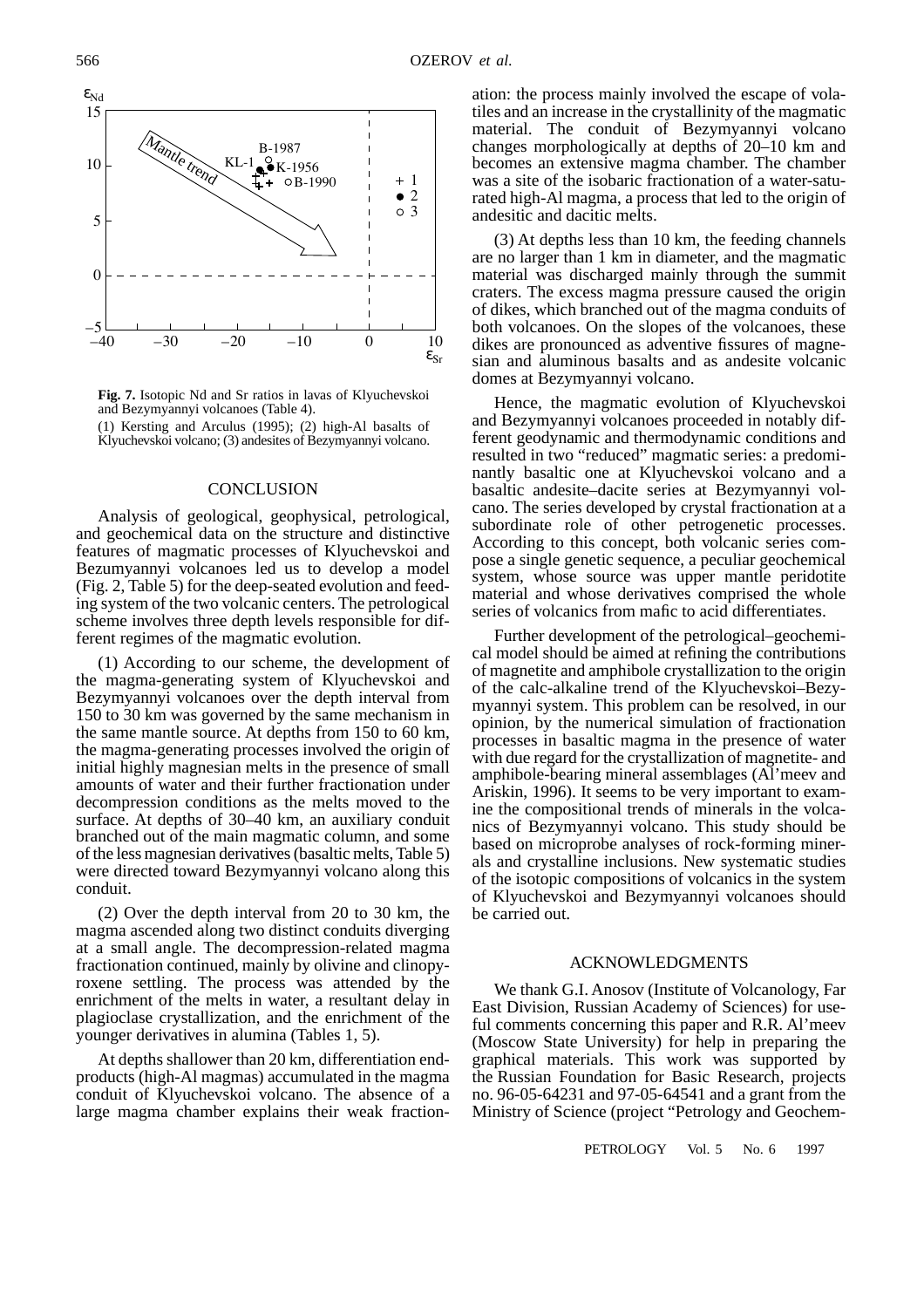**Fig. 7.** Isotopic Nd and Sr ratios in lavas of Klyuchevskoi and Bezymyannyi volcanoes (Table 4).

(1) Kersting and Arculus (1995); (2) high-Al basalts of Klyuchevskoi volcano; (3) andesites of Bezymyannyi volcano.

## CONCLUSION

Analysis of geological, geophysical, petrological, and geochemical data on the structure and distinctive features of magmatic processes of Klyuchevskoi and Bezumyannyi volcanoes led us to develop a model (Fig. 2, Table 5) for the deep-seated evolution and feeding system of the two volcanic centers. The petrological scheme involves three depth levels responsible for different regimes of the magmatic evolution.

(1) According to our scheme, the development of the magma-generating system of Klyuchevskoi and Bezymyannyi volcanoes over the depth interval from 150 to 30 km was governed by the same mechanism in the same mantle source. At depths from 150 to 60 km, the magma-generating processes involved the origin of initial highly magnesian melts in the presence of small amounts of water and their further fractionation under decompression conditions as the melts moved to the surface. At depths of 30–40 km, an auxiliary conduit branched out of the main magmatic column, and some of the less magnesian derivatives (basaltic melts, Table 5) were directed toward Bezymyannyi volcano along this conduit.

(2) Over the depth interval from 20 to 30 km, the magma ascended along two distinct conduits diverging at a small angle. The decompression-related magma fractionation continued, mainly by olivine and clinopyroxene settling. The process was attended by the enrichment of the melts in water, a resultant delay in plagioclase crystallization, and the enrichment of the younger derivatives in alumina (Tables 1, 5).

At depths shallower than 20 km, differentiation end-products (high-Al magmas) accumulated in the magma conduit of Klyuchevskoi volcano. The absence of a large magma chamber explains their weak fractionation: the process mainly involved the escape of volatiles and an increase in the crystallinity of the magmatic material. The conduit of Bezymyannyi volcano changes morphologically at depths of 20–10 km and becomes an extensive magma chamber. The chamber was a site of the isobaric fractionation of a water-saturated high-Al magma, a process that led to the origin of andesitic and dacitic melts.

(3) At depths less than 10 km, the feeding channels are no larger than 1 km in diameter, and the magmatic material was discharged mainly through the summit craters. The excess magma pressure caused the origin of dikes, which branched out of the magma conduits of both volcanoes. On the slopes of the volcanoes, these dikes are pronounced as adventive fissures of magnesian and aluminous basalts and as andesite volcanic domes at Bezymyannyi volcano.

Hence, the magmatic evolution of Klyuchevskoi and Bezymyannyi volcanoes proceeded in notably different geodynamic and thermodynamic conditions and resulted in two "reduced" magmatic series: a predominantly basaltic one at Klyuchevskoi volcano and a basaltic andesite–dacite series at Bezymyannyi volcano. The series developed by crystal fractionation at a subordinate role of other petrogenetic processes. According to this concept, both volcanic series compose a single genetic sequence, a peculiar geochemical system, whose source was upper mantle peridotite material and whose derivatives comprised the whole series of volcanics from mafic to acid differentiates.

Further development of the petrological–geochemical model should be aimed at refining the contributions of magnetite and amphibole crystallization to the origin of the calc-alkaline trend of the Klyuchevskoi–Bezymyannyi system. This problem can be resolved, in our opinion, by the numerical simulation of fractionation processes in basaltic magma in the presence of water with due regard for the crystallization of magnetite- and amphibole-bearing mineral assemblages (Al'meev and Ariskin, 1996). It seems to be very important to examine the compositional trends of minerals in the volcanics of Bezymyannyi volcano. This study should be based on microprobe analyses of rock-forming minerals and crystalline inclusions. New systematic studies of the isotopic compositions of volcanics in the system of Klyuchevskoi and Bezymyannyi volcanoes should be carried out.

## ACKNOWLEDGMENTS

We thank G.I. Anosov (Institute of Volcanology, Far East Division, Russian Academy of Sciences) for useful comments concerning this paper and R.R. Al'meev (Moscow State University) for help in preparing the graphical materials. This work was supported by the Russian Foundation for Basic Research, projects no. 96-05-64231 and 97-05-64541 and a grant from the Ministry of Science (project "Petrology and Geochem-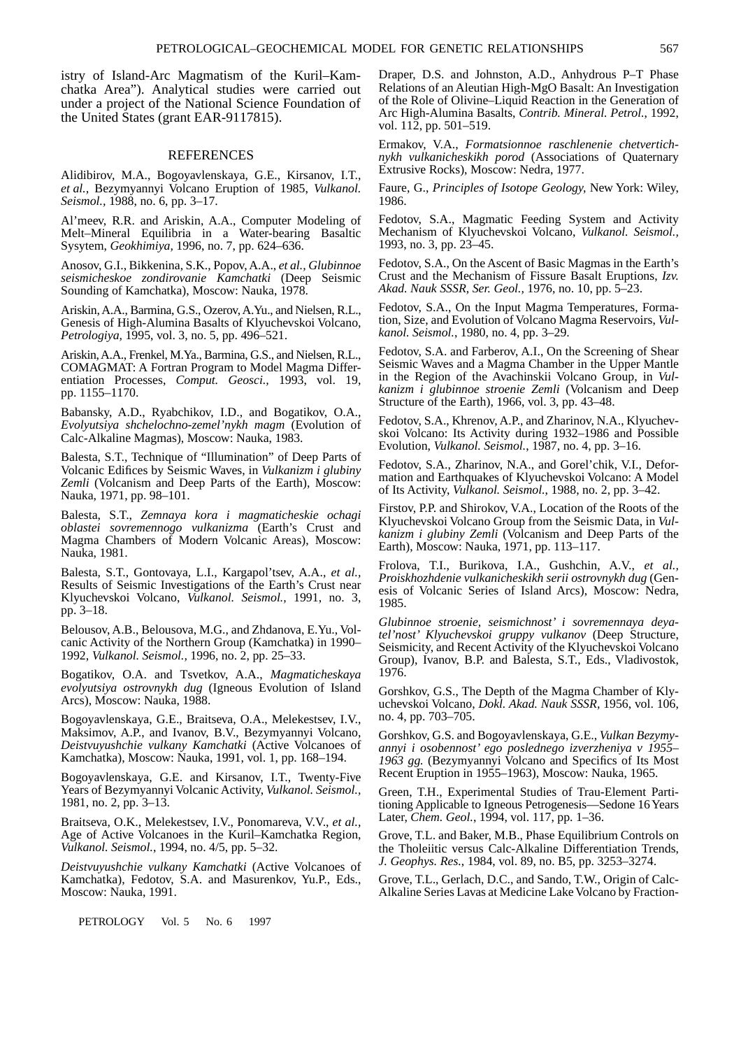istry of Island-Arc Magmatism of the Kuril–Kamchatka Area"). Analytical studies were carried out under a project of the National Science Foundation of the United States (grant EAR-9117815).

## REFERENCES

Alidibirov, M.A., Bogoyavlenskaya, G.E., Kirsanov, I.T., *et al.,* Bezymyannyi Volcano Eruption of 1985, *Vulkanol. Seismol.,* 1988, no. 6, pp. 3–17.

Al'meev, R.R. and Ariskin, A.A., Computer Modeling of Melt–Mineral Equilibria in a Water-bearing Basaltic Sysytem, *Geokhimiya,* 1996, no. 7, pp. 624–636.

Anosov, G.I., Bikkenina, S.K., Popov, A.A., *et al., Glubinnoe seismicheskoe zondirovanie Kamchatki* (Deep Seismic Sounding of Kamchatka), Moscow: Nauka, 1978.

Ariskin, A.A., Barmina, G.S., Ozerov, A.Yu., and Nielsen, R.L., Genesis of High-Alumina Basalts of Klyuchevskoi Volcano, *Petrologiya,* 1995, vol. 3, no. 5, pp. 496–521.

Ariskin, A.A., Frenkel, M.Ya., Barmina, G.S., and Nielsen, R.L., COMAGMAT: A Fortran Program to Model Magma Differentiation Processes, *Comput. Geosci.,* 1993, vol. 19, pp. 1155–1170.

Babansky, A.D., Ryabchikov, I.D., and Bogatikov, O.A., *Evolyutsiya shchelochno-zemel'nykh magm* (Evolution of Calc-Alkaline Magmas), Moscow: Nauka, 1983.

Balesta, S.T., Technique of "Illumination" of Deep Parts of Volcanic Edifices by Seismic Waves, in *Vulkanizm i glubiny Zemli* (Volcanism and Deep Parts of the Earth), Moscow: Nauka, 1971, pp. 98–101.

Balesta, S.T., *Zemnaya kora i magmaticheskie ochagi oblastei sovremennogo vulkanizma* (Earth's Crust and Magma Chambers of Modern Volcanic Areas), Moscow: Nauka, 1981.

Balesta, S.T., Gontovaya, L.I., Kargapol'tsev, A.A., *et al.,* Results of Seismic Investigations of the Earth's Crust near Klyuchevskoi Volcano, *Vulkanol. Seismol.,* 1991, no. 3, pp. 3–18.

Belousov, A.B., Belousova, M.G., and Zhdanova, E.Yu., Volcanic Activity of the Northern Group (Kamchatka) in 1990–1992, *Vulkanol. Seismol.,* 1996, no. 2, pp. 25–33.

Bogatikov, O.A. and Tsvetkov, A.A., *Magmaticheskaya evolyutsiya ostrovnykh dug* (Igneous Evolution of Island Arcs), Moscow: Nauka, 1988.

Bogoyavlenskaya, G.E., Braitseva, O.A., Melekestsev, I.V., Maksimov, A.P., and Ivanov, B.V., Bezymyannyi Volcano, *Deistvuyushchie vulkany Kamchatki* (Active Volcanoes of Kamchatka), Moscow: Nauka, 1991, vol. 1, pp. 168–194.

Bogoyavlenskaya, G.E. and Kirsanov, I.T., Twenty-Five Years of Bezymyannyi Volcanic Activity, *Vulkanol. Seismol.,* 1981, no. 2, pp. 3–13.

Braitseva, O.K., Melekestsev, I.V., Ponomareva, V.V., *et al.,* Age of Active Volcanoes in the Kuril–Kamchatka Region, *Vulkanol. Seismol.,* 1994, no. 4/5, pp. 5–32.

*Deistvuyushchie vulkany Kamchatki* (Active Volcanoes of Kamchatka), Fedotov, S.A. and Masurenkov, Yu.P., Eds., Moscow: Nauka, 1991.

Draper, D.S. and Johnston, A.D., Anhydrous P–T Phase Relations of an Aleutian High-MgO Basalt: An Investigation of the Role of Olivine–Liquid Reaction in the Generation of Arc High-Alumina Basalts, *Contrib. Mineral. Petrol.,* 1992, vol. 112, pp. 501–519.

Ermakov, V.A., *Formatsionnoe raschlenenie chetvertichnykh vulkanicheskikh porod* (Associations of Quaternary Extrusive Rocks), Moscow: Nedra, 1977.

Faure, G., *Principles of Isotope Geology,* New York: Wiley, 1986.

Fedotov, S.A., Magmatic Feeding System and Activity Mechanism of Klyuchevskoi Volcano, *Vulkanol. Seismol.,* 1993, no. 3, pp. 23–45.

Fedotov, S.A., On the Ascent of Basic Magmas in the Earth's Crust and the Mechanism of Fissure Basalt Eruptions, *Izv. Akad. Nauk SSSR, Ser. Geol.,* 1976, no. 10, pp. 5–23.

Fedotov, S.A., On the Input Magma Temperatures, Formation, Size, and Evolution of Volcano Magma Reservoirs, *Vulkanol. Seismol.,* 1980, no. 4, pp. 3–29.

Fedotov, S.A. and Farberov, A.I., On the Screening of Shear Seismic Waves and a Magma Chamber in the Upper Mantle in the Region of the Avachinskii Volcano Group, in *Vulkanizm i glubinnoe stroenie Zemli* (Volcanism and Deep Structure of the Earth), 1966, vol. 3, pp. 43–48.

Fedotov, S.A., Khrenov, A.P., and Zharinov, N.A., Klyuchevskoi Volcano: Its Activity during 1932–1986 and Possible Evolution, *Vulkanol. Seismol.,* 1987, no. 4, pp. 3–16.

Fedotov, S.A., Zharinov, N.A., and Gorel'chik, V.I., Deformation and Earthquakes of Klyuchevskoi Volcano: A Model of Its Activity, *Vulkanol. Seismol.,* 1988, no. 2, pp. 3–42.

Firstov, P.P. and Shirokov, V.A., Location of the Roots of the Klyuchevskoi Volcano Group from the Seismic Data, in *Vulkanizm i glubiny Zemli* (Volcanism and Deep Parts of the Earth), Moscow: Nauka, 1971, pp. 113–117.

Frolova, T.I., Burikova, I.A., Gushchin, A.V., *et al., Proiskhozhdenie vulkanicheskikh serii ostrovnykh dug* (Genesis of Volcanic Series of Island Arcs), Moscow: Nedra, 1985.

*Glubinnoe stroenie, seismichnost' i sovremennaya deyatel'nost' Klyuchevskoi gruppy vulkanov* (Deep Structure, Seismicity, and Recent Activity of the Klyuchevskoi Volcano Group), Ivanov, B.P. and Balesta, S.T., Eds., Vladivostok, 1976.

Gorshkov, G.S., The Depth of the Magma Chamber of Klyuchevskoi Volcano, *Dokl. Akad. Nauk SSSR,* 1956, vol. 106, no. 4, pp. 703–705.

Gorshkov, G.S. and Bogoyavlenskaya, G.E., *Vulkan Bezymyannyi i osobennost' ego poslednego izverzheniya v 1955–1963 gg.* (Bezymyannyi Volcano and Specifics of Its Most Recent Eruption in 1955–1963), Moscow: Nauka, 1965.

Green, T.H., Experimental Studies of Trau-Element Partitioning Applicable to Igneous Petrogenesis—Sedone 16 Years Later, *Chem. Geol.,* 1994, vol. 117, pp. 1–36.

Grove, T.L. and Baker, M.B., Phase Equilibrium Controls on the Tholeiitic versus Calc-Alkaline Differentiation Trends, *J. Geophys. Res.,* 1984, vol. 89, no. B5, pp. 3253–3274.

Grove, T.L., Gerlach, D.C., and Sando, T.W., Origin of Calc-Alkaline Series Lavas at Medicine Lake Volcano by Fraction-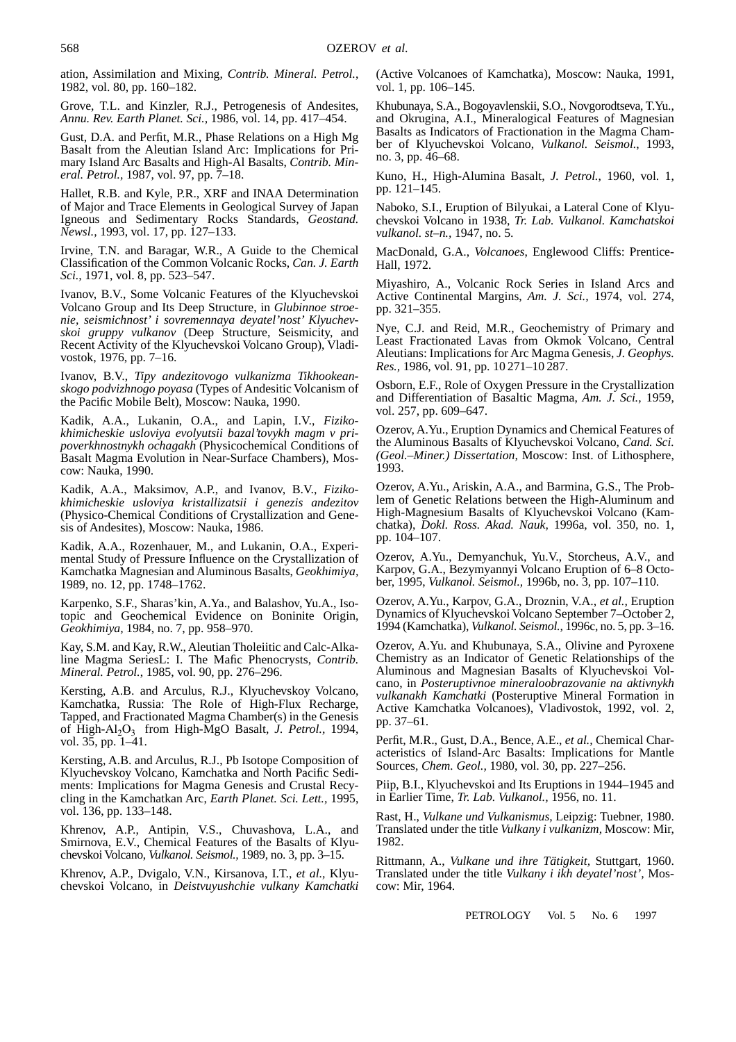ation, Assimilation and Mixing, *Contrib. Mineral. Petrol.*, 1982, vol. 80, pp. 160–182.

Grove, T.L. and Kinzler, R.J., Petrogenesis of Andesites, *Annu. Rev. Earth Planet. Sci.*, 1986, vol. 14, pp. 417–454.

Gust, D.A. and Perfit, M.R., Phase Relations on a High Mg Basalt from the Aleutian Island Arc: Implications for Primary Island Arc Basalts and High-Al Basalts, *Contrib. Mineral. Petrol.*, 1987, vol. 97, pp. 7–18.

Hallet, R.B. and Kyle, P.R., XRF and INAA Determination of Major and Trace Elements in Geological Survey of Japan Igneous and Sedimentary Rocks Standards, *Geostand. Newsl.*, 1993, vol. 17, pp. 127–133.

Irvine, T.N. and Baragar, W.R., A Guide to the Chemical Classification of the Common Volcanic Rocks, *Can. J. Earth Sci.*, 1971, vol. 8, pp. 523–547.

Ivanov, B.V., Some Volcanic Features of the Klyuchevskoi Volcano Group and Its Deep Structure, in *Glubinnoe stroenie, seismichnost' i sovremennaya deyatel'nost' Klyuchevskoi gruppy vulkanov* (Deep Structure, Seismicity, and Recent Activity of the Klyuchevskoi Volcano Group), Vladivostok, 1976, pp. 7–16.

Ivanov, B.V., *Tipy andezitovogo vulkanizma Tikhookeanskogo podvizhnogo poyasa* (Types of Andesitic Volcanism of the Pacific Mobile Belt), Moscow: Nauka, 1990.

Kadik, A.A., Lukanin, O.A., and Lapin, I.V., *Fizikokhimicheskie usloviya evolyutsii bazal'tovykh magm v pripoverkhnostnykh ochagakh* (Physicochemical Conditions of Basalt Magma Evolution in Near-Surface Chambers), Moscow: Nauka, 1990.

Kadik, A.A., Maksimov, A.P., and Ivanov, B.V., *Fizikokhimicheskie usloviya kristallizatsii i genezis andezitov* (Physico-Chemical Conditions of Crystallization and Genesis of Andesites), Moscow: Nauka, 1986.

Kadik, A.A., Rozenhauer, M., and Lukanin, O.A., Experimental Study of Pressure Influence on the Crystallization of Kamchatka Magnesian and Aluminous Basalts, *Geokhimiya*, 1989, no. 12, pp. 1748–1762.

Karpenko, S.F., Sharas'kin, A.Ya., and Balashov, Yu.A., Isotopic and Geochemical Evidence on Boninite Origin, *Geokhimiya*, 1984, no. 7, pp. 958–970.

Kay, S.M. and Kay, R.W., Aleutian Tholeiitic and Calc-Alkaline Magma SeriesL: I. The Mafic Phenocrysts, *Contrib. Mineral. Petrol.*, 1985, vol. 90, pp. 276–296.

Kersting, A.B. and Arculus, R.J., Klyuchevskoy Volcano, Kamchatka, Russia: The Role of High-Flux Recharge, Tapped, and Fractionated Magma Chamber(s) in the Genesis of High-$Al_2O_3$ from High-MgO Basalt, *J. Petrol.*, 1994, vol. 35, pp. 1–41.

Kersting, A.B. and Arculus, R.J., Pb Isotope Composition of Klyuchevskoy Volcano, Kamchatka and North Pacific Sediments: Implications for Magma Genesis and Crustal Recycling in the Kamchatkan Arc, *Earth Planet. Sci. Lett.*, 1995, vol. 136, pp. 133–148.

Khrenov, A.P., Antipin, V.S., Chuvashova, L.A., and Smirnova, E.V., Chemical Features of the Basalts of Klyuchevskoi Volcano, *Vulkanol. Seismol.*, 1989, no. 3, pp. 3–15.

Khrenov, A.P., Dvigalo, V.N., Kirsanova, I.T., *et al.*, Klyuchevskoi Volcano, in *Deistvuyushchie vulkany Kamchatki* (Active Volcanoes of Kamchatka), Moscow: Nauka, 1991, vol. 1, pp. 106–145.

Khubunaya, S.A., Bogoyavlenskii, S.O., Novgorodtseva, T.Yu., and Okrugina, A.I., Mineralogical Features of Magnesian Basalts as Indicators of Fractionation in the Magma Chamber of Klyuchevskoi Volcano, *Vulkanol. Seismol.*, 1993, no. 3, pp. 46–68.

Kuno, H., High-Alumina Basalt, *J. Petrol.*, 1960, vol. 1, pp. 121–145.

Naboko, S.I., Eruption of Bilyukai, a Lateral Cone of Klyuchevskoi Volcano in 1938, *Tr. Lab. Vulkanol. Kamchatskoi vulkanol. st–n.*, 1947, no. 5.

MacDonald, G.A., *Volcanoes*, Englewood Cliffs: Prentice-Hall, 1972.

Miyashiro, A., Volcanic Rock Series in Island Arcs and Active Continental Margins, *Am. J. Sci.*, 1974, vol. 274, pp. 321–355.

Nye, C.J. and Reid, M.R., Geochemistry of Primary and Least Fractionated Lavas from Okmok Volcano, Central Aleutians: Implications for Arc Magma Genesis, *J. Geophys. Res.*, 1986, vol. 91, pp. 10 271–10 287.

Osborn, E.F., Role of Oxygen Pressure in the Crystallization and Differentiation of Basaltic Magma, *Am. J. Sci.*, 1959, vol. 257, pp. 609–647.

Ozerov, A.Yu., Eruption Dynamics and Chemical Features of the Aluminous Basalts of Klyuchevskoi Volcano, *Cand. Sci. (Geol.–Miner.) Dissertation*, Moscow: Inst. of Lithosphere, 1993.

Ozerov, A.Yu., Ariskin, A.A., and Barmina, G.S., The Problem of Genetic Relations between the High-Aluminum and High-Magnesium Basalts of Klyuchevskoi Volcano (Kamchatka), *Dokl. Ross. Akad. Nauk*, 1996a, vol. 350, no. 1, pp. 104–107.

Ozerov, A.Yu., Demyanchuk, Yu.V., Storcheus, A.V., and Karpov, G.A., Bezymyannyi Volcano Eruption of 6–8 October, 1995, *Vulkanol. Seismol.*, 1996b, no. 3, pp. 107–110.

Ozerov, A.Yu., Karpov, G.A., Droznin, V.A., *et al.*, Eruption Dynamics of Klyuchevskoi Volcano September 7–October 2, 1994 (Kamchatka), *Vulkanol. Seismol.*, 1996c, no. 5, pp. 3–16.

Ozerov, A.Yu. and Khubunaya, S.A., Olivine and Pyroxene Chemistry as an Indicator of Genetic Relationships of the Aluminous and Magnesian Basalts of Klyuchevskoi Volcano, in *Posteruptivnoe mineraloobrazovanie na aktivnykh vulkanakh Kamchatki* (Posteruptive Mineral Formation in Active Kamchatka Volcanoes), Vladivostok, 1992, vol. 2, pp. 37–61.

Perfit, M.R., Gust, D.A., Bence, A.E., *et al.*, Chemical Characteristics of Island-Arc Basalts: Implications for Mantle Sources, *Chem. Geol.*, 1980, vol. 30, pp. 227–256.

Piip, B.I., Klyuchevskoi and Its Eruptions in 1944–1945 and in Earlier Time, *Tr. Lab. Vulkanol.*, 1956, no. 11.

Rast, H., *Vulkane und Vulkanismus*, Leipzig: Tuebner, 1980. Translated under the title *Vulkany i vulkanizm*, Moscow: Mir, 1982.

Rittmann, A., *Vulkane und ihre Tätigkeit*, Stuttgart, 1960. Translated under the title *Vulkany i ikh deyatel'nost'*, Moscow: Mir, 1964.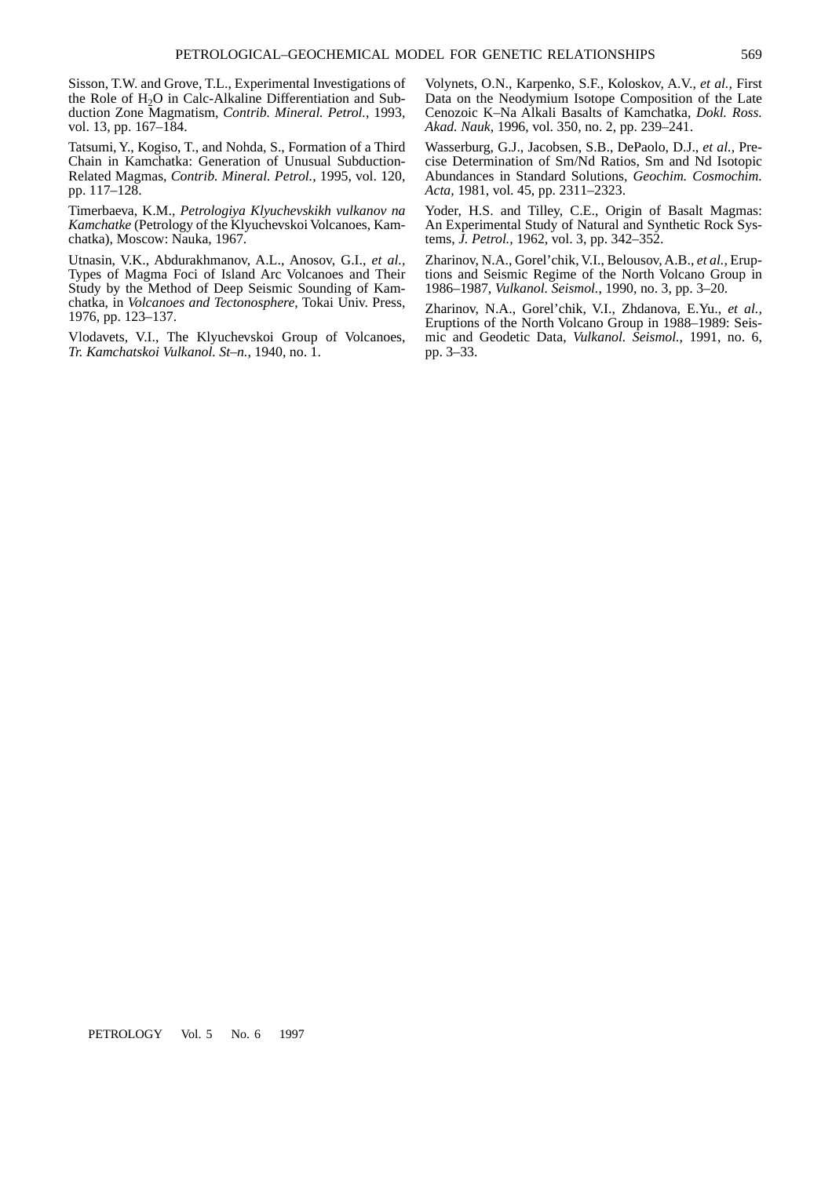Sisson, T.W. and Grove, T.L., Experimental Investigations of the Role of $H_2O$ in Calc-Alkaline Differentiation and Subduction Zone Magmatism, *Contrib. Mineral. Petrol.*, 1993, vol. 13, pp. 167–184.

Tatsumi, Y., Kogiso, T., and Nohda, S., Formation of a Third Chain in Kamchatka: Generation of Unusual Subduction-Related Magmas, *Contrib. Mineral. Petrol.*, 1995, vol. 120, pp. 117–128.

Timerbaeva, K.M., *Petrologiya Klyuchevskikh vulkanov na Kamchatke* (Petrology of the Klyuchevskoi Volcanoes, Kamchatka), Moscow: Nauka, 1967.

Utnasin, V.K., Abdurakhmanov, A.L., Anosov, G.I., *et al.*, Types of Magma Foci of Island Arc Volcanoes and Their Study by the Method of Deep Seismic Sounding of Kamchatka, in *Volcanoes and Tectonosphere*, Tokai Univ. Press, 1976, pp. 123–137.

Vlodavets, V.I., The Klyuchevskoi Group of Volcanoes, *Tr. Kamchatskoi Vulkanol. St–n.*, 1940, no. 1.

Volynets, O.N., Karpenko, S.F., Koloskov, A.V., *et al.*, First Data on the Neodymium Isotope Composition of the Late Cenozoic K–Na Alkali Basalts of Kamchatka, *Dokl. Ross. Akad. Nauk*, 1996, vol. 350, no. 2, pp. 239–241.

Wasserburg, G.J., Jacobsen, S.B., DePaolo, D.J., *et al.*, Precise Determination of Sm/Nd Ratios, Sm and Nd Isotopic Abundances in Standard Solutions, *Geochim. Cosmochim. Acta*, 1981, vol. 45, pp. 2311–2323.

Yoder, H.S. and Tilley, C.E., Origin of Basalt Magmas: An Experimental Study of Natural and Synthetic Rock Systems, *J. Petrol.*, 1962, vol. 3, pp. 342–352.

Zharinov, N.A., Gorel'chik, V.I., Belousov, A.B., *et al.*, Eruptions and Seismic Regime of the North Volcano Group in 1986–1987, *Vulkanol. Seismol.*, 1990, no. 3, pp. 3–20.

Zharinov, N.A., Gorel'chik, V.I., Zhdanova, E.Yu., *et al.*, Eruptions of the North Volcano Group in 1988–1989: Seismic and Geodetic Data, *Vulkanol. Seismol.*, 1991, no. 6, pp. 3–33.